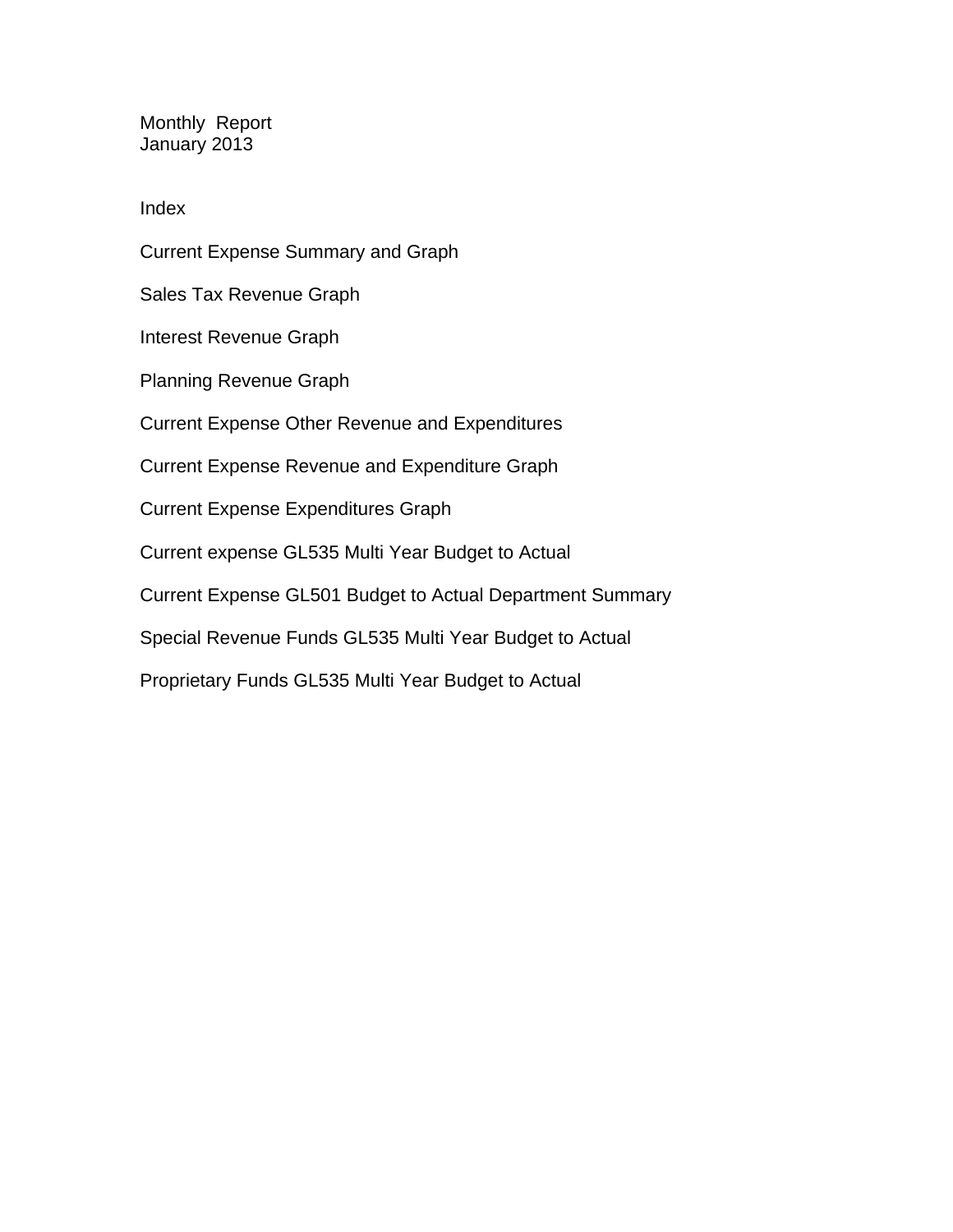# Monthly Report
## January 2013

### Index

Current Expense Summary and Graph

Sales Tax Revenue Graph

Interest Revenue Graph

Planning Revenue Graph

Current Expense Other Revenue and Expenditures

Current Expense Revenue and Expenditure Graph

Current Expense Expenditures Graph

Current expense GL535 Multi Year Budget to Actual

Current Expense GL501 Budget to Actual Department Summary

Special Revenue Funds GL535 Multi Year Budget to Actual

Proprietary Funds GL535 Multi Year Budget to Actual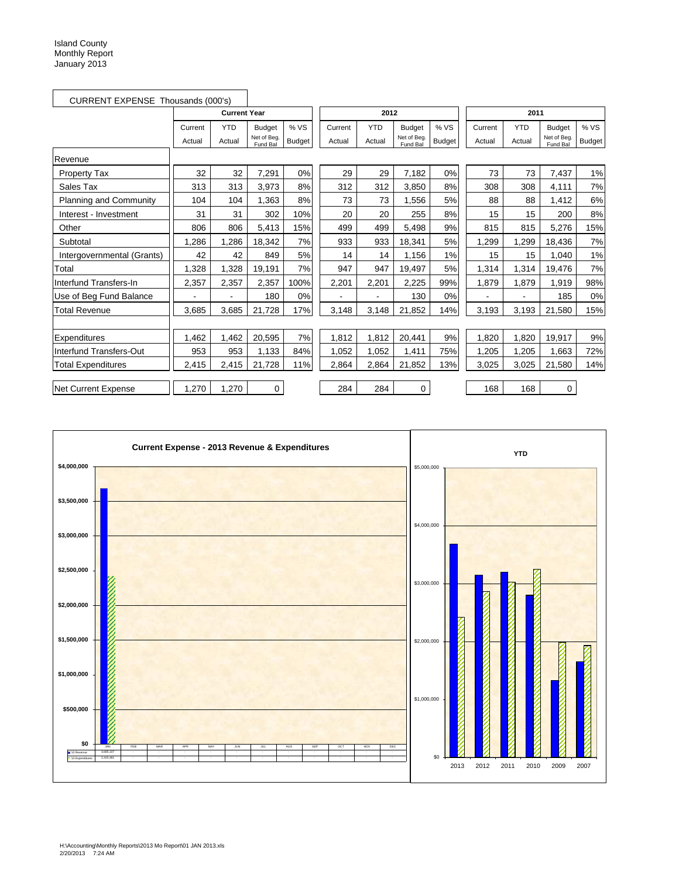Island County
Monthly Report
January 2013

CURRENT EXPENSE Thousands (000's)

| | Current Year | | | | 2012 | | | | 2011 | | | |
|---|---|---|---|---|---|---|---|---|---|---|---|---|
| | Current Actual | YTD Actual | Budget Net of Beg. Fund Bal | % VS Budget | Current Actual | YTD Actual | Budget Net of Beg. Fund Bal | % VS Budget | Current Actual | YTD Actual | Budget Net of Beg. Fund Bal | % VS Budget |
| Revenue | | | | | | | | | | | | |
| Property Tax | 32 | 32 | 7,291 | 0% | 29 | 29 | 7,182 | 0% | 73 | 73 | 7,437 | 1% |
| Sales Tax | 313 | 313 | 3,973 | 8% | 312 | 312 | 3,850 | 8% | 308 | 308 | 4,111 | 7% |
| Planning and Community | 104 | 104 | 1,363 | 8% | 73 | 73 | 1,556 | 5% | 88 | 88 | 1,412 | 6% |
| Interest - Investment | 31 | 31 | 302 | 10% | 20 | 20 | 255 | 8% | 15 | 15 | 200 | 8% |
| Other | 806 | 806 | 5,413 | 15% | 499 | 499 | 5,498 | 9% | 815 | 815 | 5,276 | 15% |
| Subtotal | 1,286 | 1,286 | 18,342 | 7% | 933 | 933 | 18,341 | 5% | 1,299 | 1,299 | 18,436 | 7% |
| Intergovernmental (Grants) | 42 | 42 | 849 | 5% | 14 | 14 | 1,156 | 1% | 15 | 15 | 1,040 | 1% |
| Total | 1,328 | 1,328 | 19,191 | 7% | 947 | 947 | 19,497 | 5% | 1,314 | 1,314 | 19,476 | 7% |
| Interfund Transfers-In | 2,357 | 2,357 | 2,357 | 100% | 2,201 | 2,201 | 2,225 | 99% | 1,879 | 1,879 | 1,919 | 98% |
| Use of Beg Fund Balance | - | - | 180 | 0% | - | - | 130 | 0% | - | - | 185 | 0% |
| Total Revenue | 3,685 | 3,685 | 21,728 | 17% | 3,148 | 3,148 | 21,852 | 14% | 3,193 | 3,193 | 21,580 | 15% |
| | | | | | | | | | | | | |
| Expenditures | 1,462 | 1,462 | 20,595 | 7% | 1,812 | 1,812 | 20,441 | 9% | 1,820 | 1,820 | 19,917 | 9% |
| Interfund Transfers-Out | 953 | 953 | 1,133 | 84% | 1,052 | 1,052 | 1,411 | 75% | 1,205 | 1,205 | 1,663 | 72% |
| Total Expenditures | 2,415 | 2,415 | 21,728 | 11% | 2,864 | 2,864 | 21,852 | 13% | 3,025 | 3,025 | 21,580 | 14% |
| | | | | | | | | | | | | |
| Net Current Expense | 1,270 | 1,270 | 0 | | 284 | 284 | 0 | | 168 | 168 | 0 | |

**Current Expense - 2013 Revenue & Expenditures**

| | JAN | FEB | MAR | APR | MAY | JUN | JUL | AUG | SEP | OCT | NOV | DEC |
|---|---|---|---|---|---|---|---|---|---|---|---|---|
| 13 Revenue | 3,685,107 | - | - | - | - | - | - | - | - | - | - | - |
| 13 Expenditures | 2,415,461 | - | - | - | - | - | - | - | - | - | - | - |

**YTD**

H:\Accounting\Monthly Reports\2013 Mo Report\01 JAN 2013.xls
2/20/2013 7:24 AM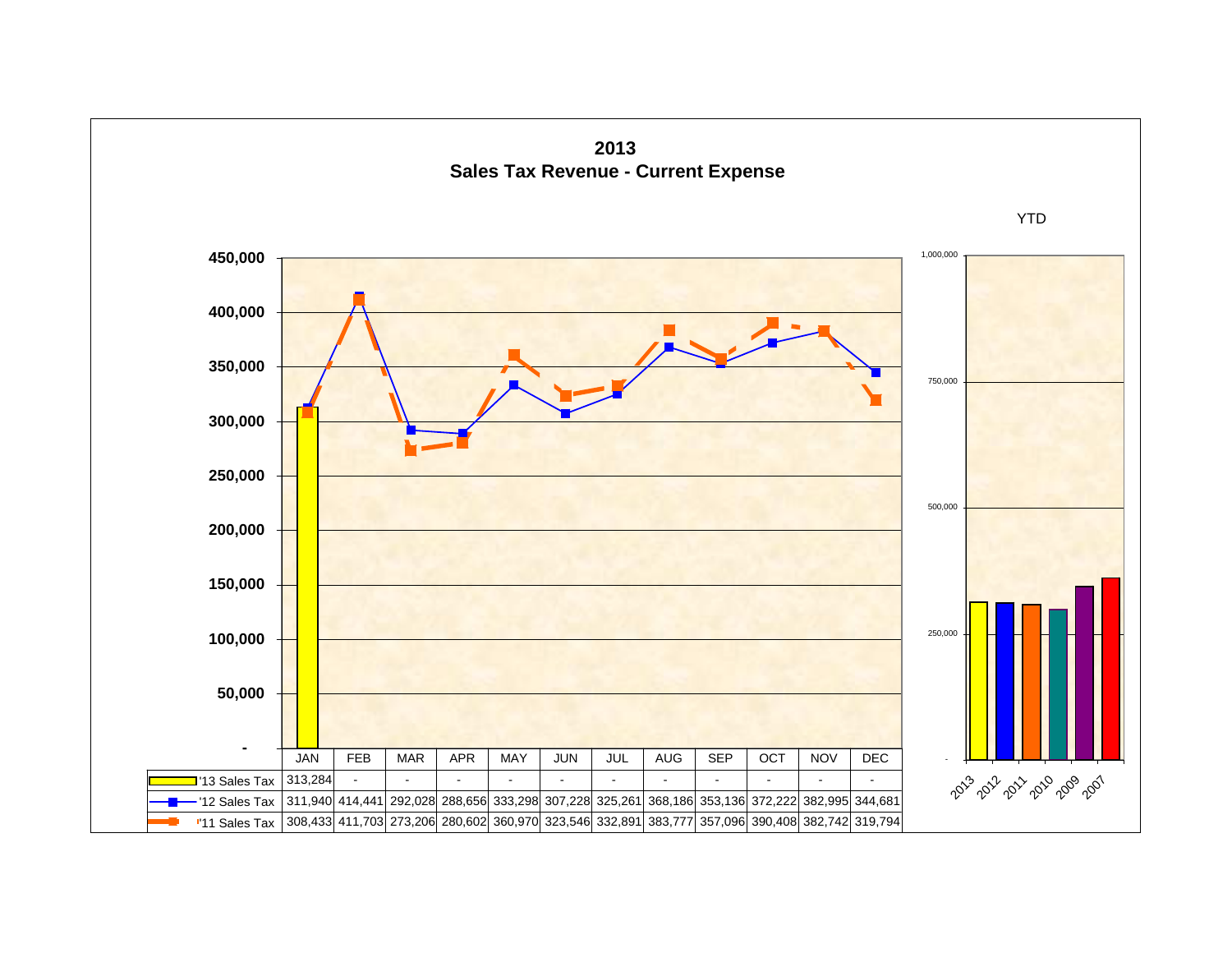# 2013
## Sales Tax Revenue - Current Expense

| | JAN | FEB | MAR | APR | MAY | JUN | JUL | AUG | SEP | OCT | NOV | DEC |
|---|---|---|---|---|---|---|---|---|---|---|---|---|
| '13 Sales Tax | 313,284 | - | - | - | - | - | - | - | - | - | - | - |
| '12 Sales Tax | 311,940 | 414,441 | 292,028 | 288,656 | 333,298 | 307,228 | 325,261 | 368,186 | 353,136 | 372,222 | 382,995 | 344,681 |
| '11 Sales Tax | 308,433 | 411,703 | 273,206 | 280,602 | 360,970 | 323,546 | 332,891 | 383,777 | 357,096 | 390,408 | 382,742 | 319,794 |

YTD

2013, 2012, 2011, 2010, 2009, 2007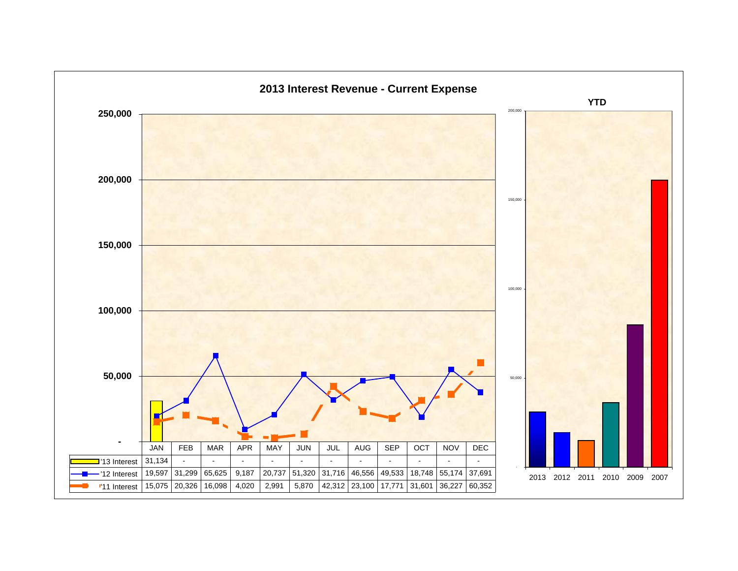# 2013 Interest Revenue - Current Expense

| | JAN | FEB | MAR | APR | MAY | JUN | JUL | AUG | SEP | OCT | NOV | DEC |
|---|---|---|---|---|---|---|---|---|---|---|---|---|
| '13 Interest | 31,134 | - | - | - | - | - | - | - | - | - | - | - |
| '12 Interest | 19,597 | 31,299 | 65,625 | 9,187 | 20,737 | 51,320 | 31,716 | 46,556 | 49,533 | 18,748 | 55,174 | 37,691 |
| '11 Interest | 15,075 | 20,326 | 16,098 | 4,020 | 2,991 | 5,870 | 42,312 | 23,100 | 17,771 | 31,601 | 36,227 | 60,352 |

## YTD

Years shown: 2013, 2012, 2011, 2010, 2009, 2007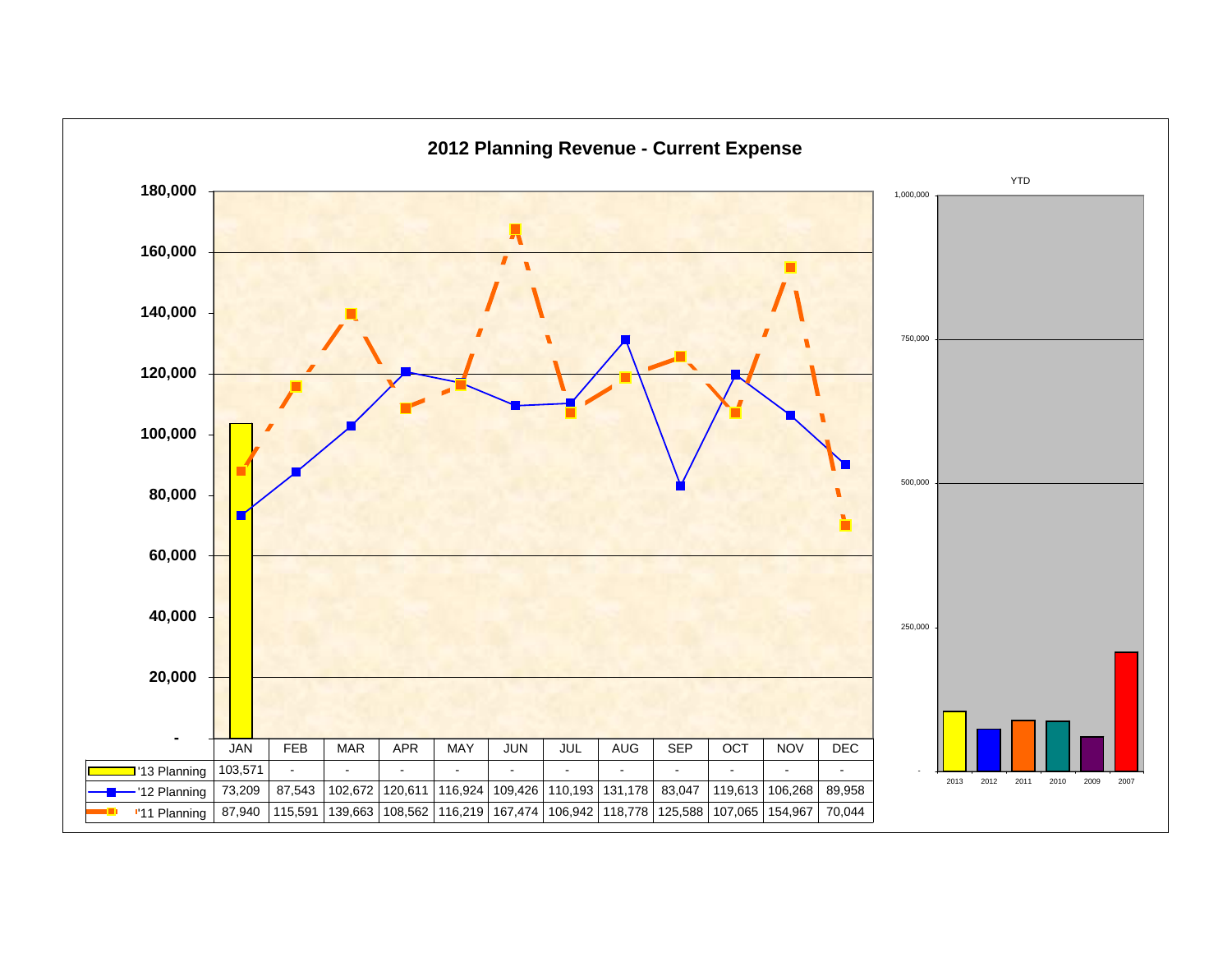# 2012 Planning Revenue - Current Expense

| | JAN | FEB | MAR | APR | MAY | JUN | JUL | AUG | SEP | OCT | NOV | DEC |
|---|---|---|---|---|---|---|---|---|---|---|---|---|
| '13 Planning | 103,571 | - | - | - | - | - | - | - | - | - | - | - |
| '12 Planning | 73,209 | 87,543 | 102,672 | 120,611 | 116,924 | 109,426 | 110,193 | 131,178 | 83,047 | 119,613 | 106,268 | 89,958 |
| '11 Planning | 87,940 | 115,591 | 139,663 | 108,562 | 116,219 | 167,474 | 106,942 | 118,778 | 125,588 | 107,065 | 154,967 | 70,044 |

YTD

2013 2012 2011 2010 2009 2007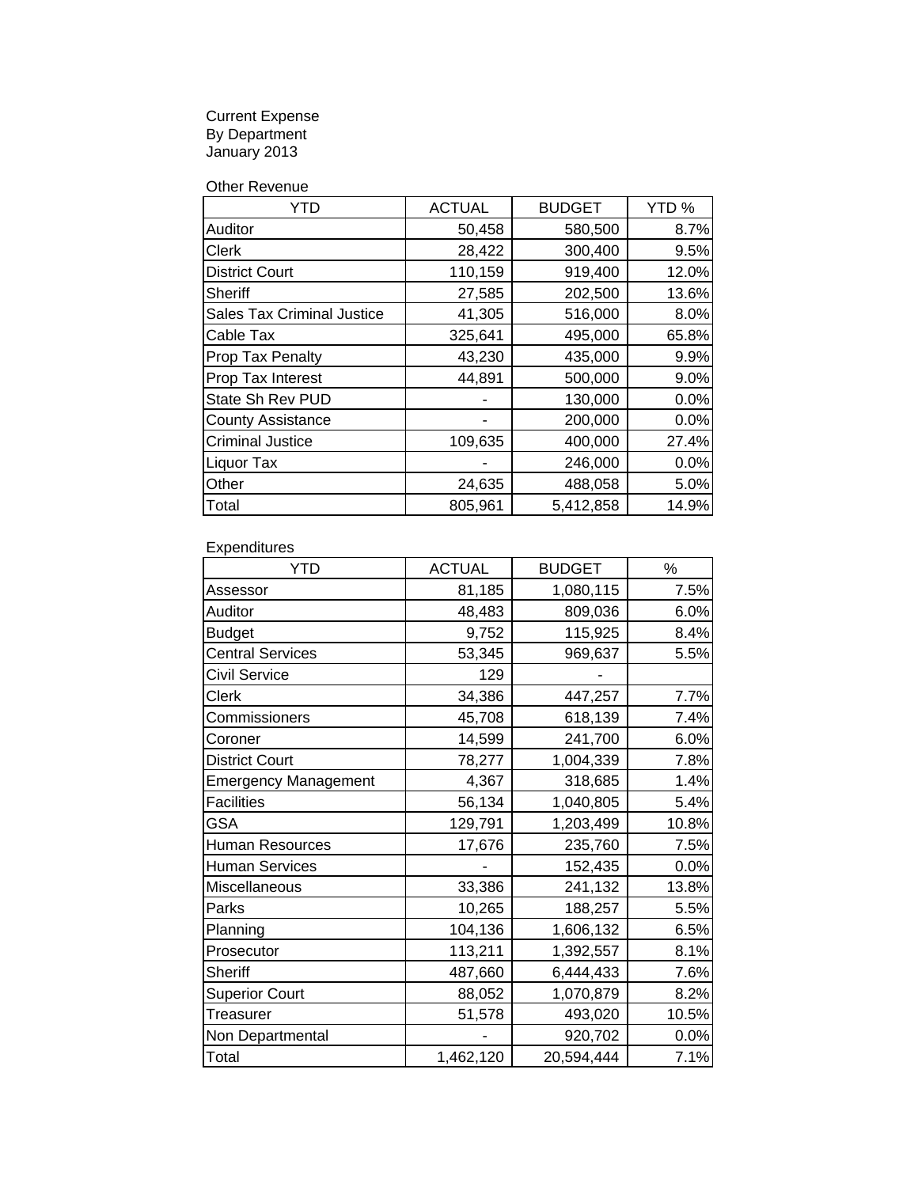Current Expense
By Department
January 2013

Other Revenue

| YTD | ACTUAL | BUDGET | YTD % |
|---|---|---|---|
| Auditor | 50,458 | 580,500 | 8.7% |
| Clerk | 28,422 | 300,400 | 9.5% |
| District Court | 110,159 | 919,400 | 12.0% |
| Sheriff | 27,585 | 202,500 | 13.6% |
| Sales Tax Criminal Justice | 41,305 | 516,000 | 8.0% |
| Cable Tax | 325,641 | 495,000 | 65.8% |
| Prop Tax Penalty | 43,230 | 435,000 | 9.9% |
| Prop Tax Interest | 44,891 | 500,000 | 9.0% |
| State Sh Rev PUD | - | 130,000 | 0.0% |
| County Assistance | - | 200,000 | 0.0% |
| Criminal Justice | 109,635 | 400,000 | 27.4% |
| Liquor Tax | - | 246,000 | 0.0% |
| Other | 24,635 | 488,058 | 5.0% |
| Total | 805,961 | 5,412,858 | 14.9% |

Expenditures

| YTD | ACTUAL | BUDGET | % |
|---|---|---|---|
| Assessor | 81,185 | 1,080,115 | 7.5% |
| Auditor | 48,483 | 809,036 | 6.0% |
| Budget | 9,752 | 115,925 | 8.4% |
| Central Services | 53,345 | 969,637 | 5.5% |
| Civil Service | 129 | - | |
| Clerk | 34,386 | 447,257 | 7.7% |
| Commissioners | 45,708 | 618,139 | 7.4% |
| Coroner | 14,599 | 241,700 | 6.0% |
| District Court | 78,277 | 1,004,339 | 7.8% |
| Emergency Management | 4,367 | 318,685 | 1.4% |
| Facilities | 56,134 | 1,040,805 | 5.4% |
| GSA | 129,791 | 1,203,499 | 10.8% |
| Human Resources | 17,676 | 235,760 | 7.5% |
| Human Services | - | 152,435 | 0.0% |
| Miscellaneous | 33,386 | 241,132 | 13.8% |
| Parks | 10,265 | 188,257 | 5.5% |
| Planning | 104,136 | 1,606,132 | 6.5% |
| Prosecutor | 113,211 | 1,392,557 | 8.1% |
| Sheriff | 487,660 | 6,444,433 | 7.6% |
| Superior Court | 88,052 | 1,070,879 | 8.2% |
| Treasurer | 51,578 | 493,020 | 10.5% |
| Non Departmental | - | 920,702 | 0.0% |
| Total | 1,462,120 | 20,594,444 | 7.1% |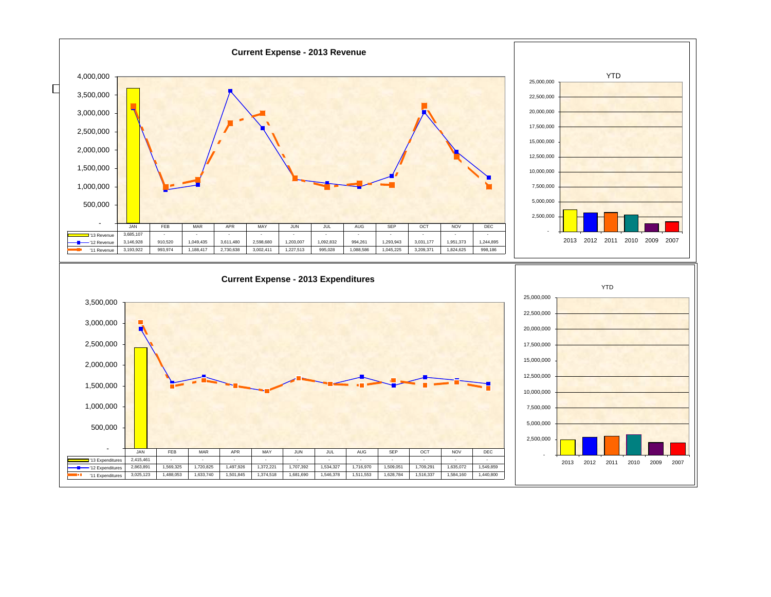## Current Expense - 2013 Revenue

| | JAN | FEB | MAR | APR | MAY | JUN | JUL | AUG | SEP | OCT | NOV | DEC |
|---|---|---|---|---|---|---|---|---|---|---|---|---|
| '13 Revenue | 3,685,107 | - | - | - | - | - | - | - | - | - | - | - |
| '12 Revenue | 3,146,928 | 910,520 | 1,049,435 | 3,611,480 | 2,598,680 | 1,203,007 | 1,092,832 | 994,261 | 1,293,943 | 3,031,177 | 1,951,373 | 1,244,895 |
| '11 Revenue | 3,193,922 | 993,974 | 1,188,417 | 2,730,638 | 3,002,411 | 1,227,513 | 995,028 | 1,088,586 | 1,045,225 | 3,209,371 | 1,824,625 | 998,186 |

YTD

## Current Expense - 2013 Expenditures

| | JAN | FEB | MAR | APR | MAY | JUN | JUL | AUG | SEP | OCT | NOV | DEC |
|---|---|---|---|---|---|---|---|---|---|---|---|---|
| '13 Expenditures | 2,415,461 | - | - | - | - | - | - | - | - | - | - | - |
| '12 Expenditures | 2,863,891 | 1,569,325 | 1,720,825 | 1,497,926 | 1,372,221 | 1,707,392 | 1,534,327 | 1,716,970 | 1,509,051 | 1,709,291 | 1,635,072 | 1,549,859 |
| '11 Expenditures | 3,025,123 | 1,488,053 | 1,633,740 | 1,501,845 | 1,374,518 | 1,681,690 | 1,546,378 | 1,511,553 | 1,628,784 | 1,516,337 | 1,584,160 | 1,440,800 |

YTD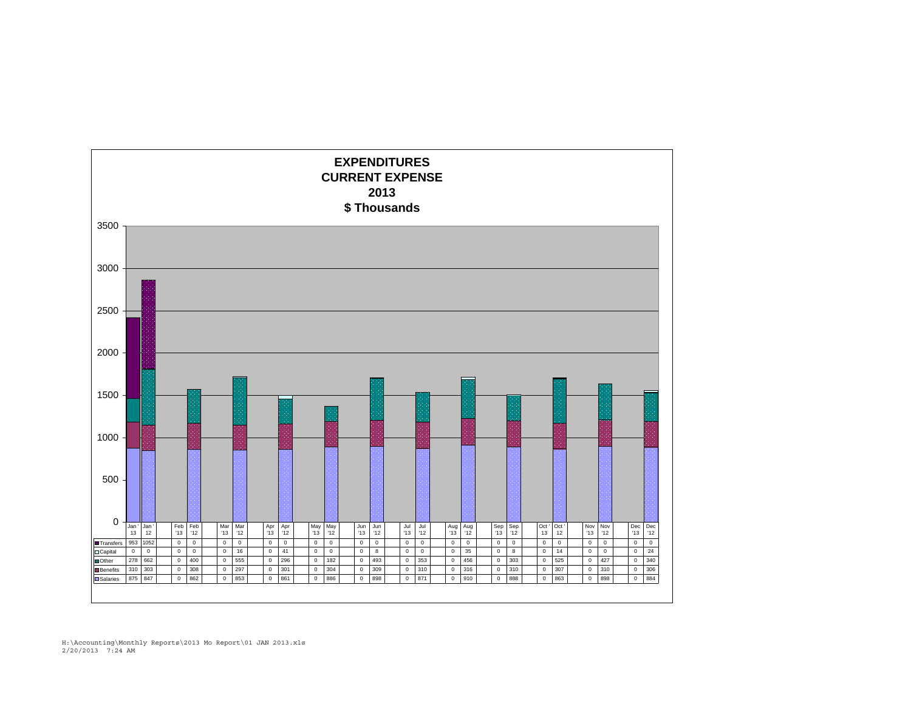# EXPENDITURES
# CURRENT EXPENSE
# 2013
# $ Thousands

| | Jan '13 | Jan '12 | Feb '13 | Feb '12 | Mar '13 | Mar '12 | Apr '13 | Apr '12 | May '13 | May '12 | Jun '13 | Jun '12 | Jul '13 | Jul '12 | Aug '13 | Aug '12 | Sep '13 | Sep '12 | Oct '13 | Oct '12 | Nov '13 | Nov '12 | Dec '13 | Dec '12 |
|---|---|---|---|---|---|---|---|---|---|---|---|---|---|---|---|---|---|---|---|---|---|---|---|---|
| Transfers | 953 | 1052 | 0 | 0 | 0 | 0 | 0 | 0 | 0 | 0 | 0 | 0 | 0 | 0 | 0 | 0 | 0 | 0 | 0 | 0 | 0 | 0 | 0 | 0 |
| Capital | 0 | 0 | 0 | 0 | 0 | 16 | 0 | 41 | 0 | 0 | 0 | 8 | 0 | 0 | 0 | 35 | 0 | 8 | 0 | 14 | 0 | 0 | 0 | 24 |
| Other | 278 | 662 | 0 | 400 | 0 | 555 | 0 | 296 | 0 | 182 | 0 | 493 | 0 | 353 | 0 | 456 | 0 | 303 | 0 | 525 | 0 | 427 | 0 | 340 |
| Benefits | 310 | 303 | 0 | 308 | 0 | 297 | 0 | 301 | 0 | 304 | 0 | 309 | 0 | 310 | 0 | 316 | 0 | 310 | 0 | 307 | 0 | 310 | 0 | 306 |
| Salaries | 875 | 847 | 0 | 862 | 0 | 853 | 0 | 861 | 0 | 886 | 0 | 898 | 0 | 871 | 0 | 910 | 0 | 888 | 0 | 863 | 0 | 898 | 0 | 884 |

H:\Accounting\Monthly Reports\2013 Mo Report\01 JAN 2013.xls
2/20/2013 7:24 AM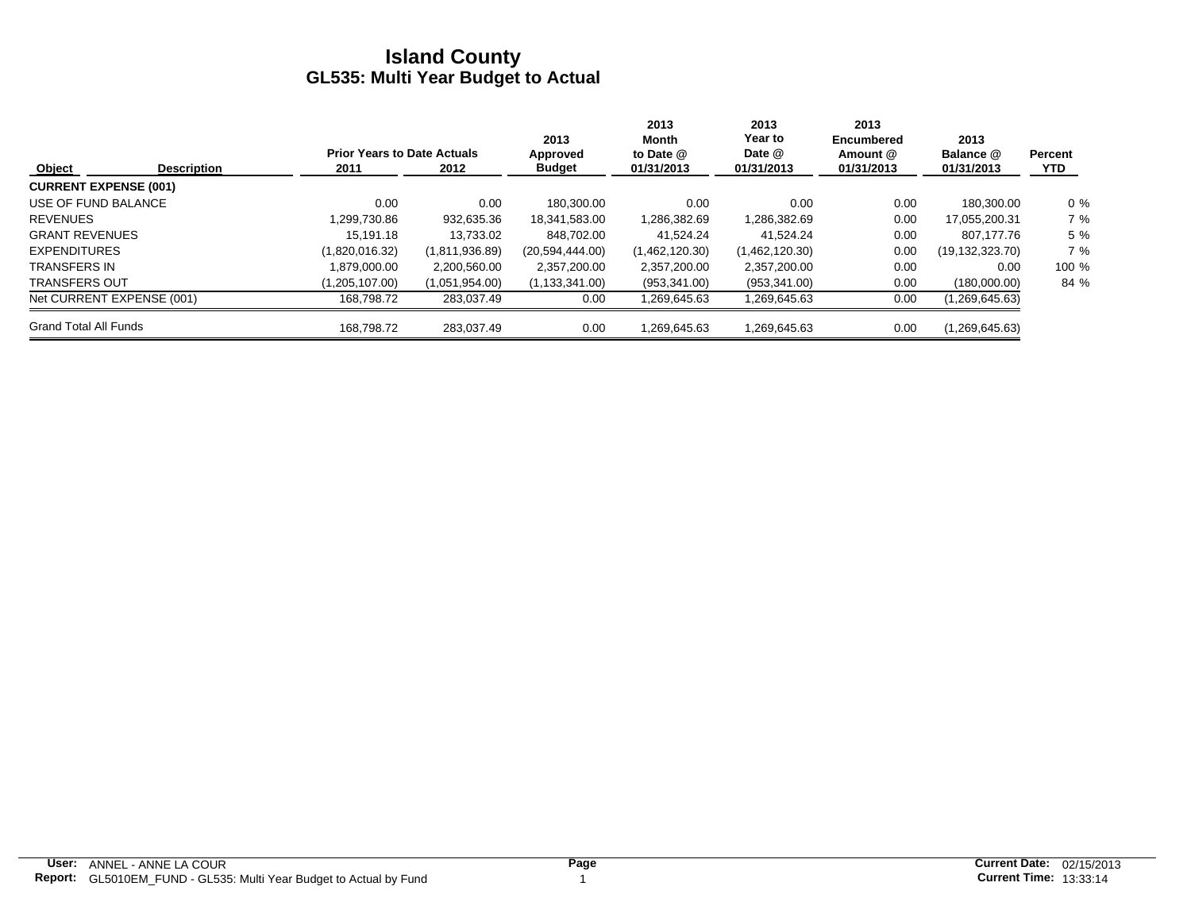# Island County
## GL535: Multi Year Budget to Actual

| Object | Description | Prior Years to Date Actuals 2011 | 2012 | 2013 Approved Budget | 2013 Month to Date @ 01/31/2013 | 2013 Year to Date @ 01/31/2013 | 2013 Encumbered Amount @ 01/31/2013 | 2013 Balance @ 01/31/2013 | Percent YTD |
|---|---|---|---|---|---|---|---|---|---|
| **CURRENT EXPENSE (001)** | | | | | | | | | |
| USE OF FUND BALANCE | | 0.00 | 0.00 | 180,300.00 | 0.00 | 0.00 | 0.00 | 180,300.00 | 0 % |
| REVENUES | | 1,299,730.86 | 932,635.36 | 18,341,583.00 | 1,286,382.69 | 1,286,382.69 | 0.00 | 17,055,200.31 | 7 % |
| GRANT REVENUES | | 15,191.18 | 13,733.02 | 848,702.00 | 41,524.24 | 41,524.24 | 0.00 | 807,177.76 | 5 % |
| EXPENDITURES | | (1,820,016.32) | (1,811,936.89) | (20,594,444.00) | (1,462,120.30) | (1,462,120.30) | 0.00 | (19,132,323.70) | 7 % |
| TRANSFERS IN | | 1,879,000.00 | 2,200,560.00 | 2,357,200.00 | 2,357,200.00 | 2,357,200.00 | 0.00 | 0.00 | 100 % |
| TRANSFERS OUT | | (1,205,107.00) | (1,051,954.00) | (1,133,341.00) | (953,341.00) | (953,341.00) | 0.00 | (180,000.00) | 84 % |
| Net CURRENT EXPENSE (001) | | 168,798.72 | 283,037.49 | 0.00 | 1,269,645.63 | 1,269,645.63 | 0.00 | (1,269,645.63) | |
| Grand Total All Funds | | 168,798.72 | 283,037.49 | 0.00 | 1,269,645.63 | 1,269,645.63 | 0.00 | (1,269,645.63) | |

**User:** ANNEL - ANNE LA COUR
**Report:** GL5010EM_FUND - GL535: Multi Year Budget to Actual by Fund
**Current Date:** 02/15/2013
**Current Time:** 13:33:14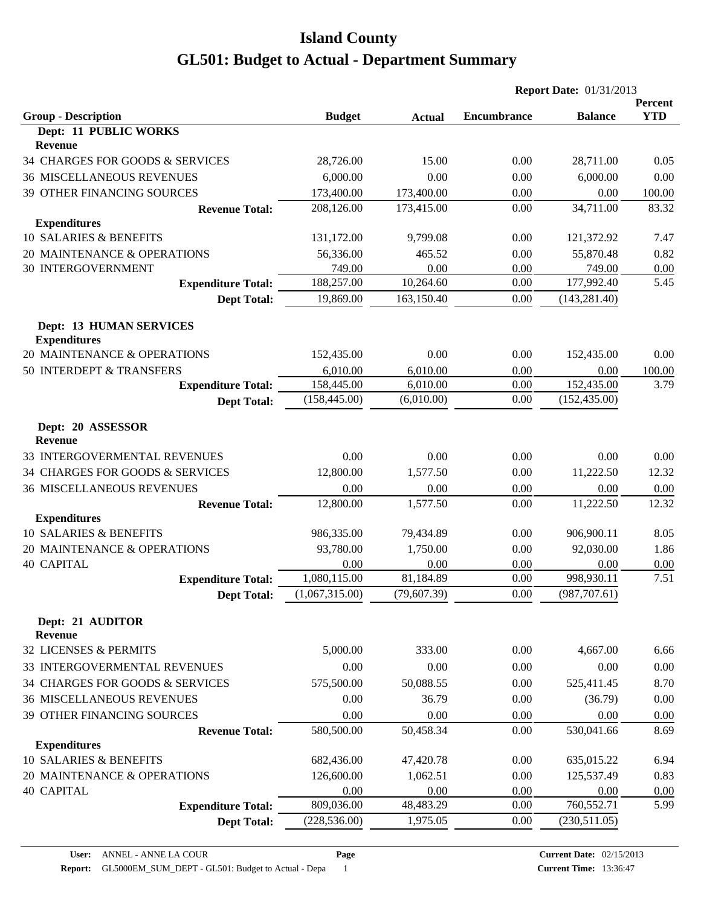# Island County

# GL501: Budget to Actual - Department Summary

**Report Date:** 01/31/2013

| Group - Description | Budget | Actual | Encumbrance | Balance | Percent YTD |
|---|---|---|---|---|---|
| **Dept: 11 PUBLIC WORKS** | | | | | |
| **Revenue** | | | | | |
| 34 CHARGES FOR GOODS & SERVICES | 28,726.00 | 15.00 | 0.00 | 28,711.00 | 0.05 |
| 36 MISCELLANEOUS REVENUES | 6,000.00 | 0.00 | 0.00 | 6,000.00 | 0.00 |
| 39 OTHER FINANCING SOURCES | 173,400.00 | 173,400.00 | 0.00 | 0.00 | 100.00 |
| **Revenue Total:** | 208,126.00 | 173,415.00 | 0.00 | 34,711.00 | 83.32 |
| **Expenditures** | | | | | |
| 10 SALARIES & BENEFITS | 131,172.00 | 9,799.08 | 0.00 | 121,372.92 | 7.47 |
| 20 MAINTENANCE & OPERATIONS | 56,336.00 | 465.52 | 0.00 | 55,870.48 | 0.82 |
| 30 INTERGOVERNMENT | 749.00 | 0.00 | 0.00 | 749.00 | 0.00 |
| **Expenditure Total:** | 188,257.00 | 10,264.60 | 0.00 | 177,992.40 | 5.45 |
| **Dept Total:** | 19,869.00 | 163,150.40 | 0.00 | (143,281.40) | |
| **Dept: 13 HUMAN SERVICES** | | | | | |
| **Expenditures** | | | | | |
| 20 MAINTENANCE & OPERATIONS | 152,435.00 | 0.00 | 0.00 | 152,435.00 | 0.00 |
| 50 INTERDEPT & TRANSFERS | 6,010.00 | 6,010.00 | 0.00 | 0.00 | 100.00 |
| **Expenditure Total:** | 158,445.00 | 6,010.00 | 0.00 | 152,435.00 | 3.79 |
| **Dept Total:** | (158,445.00) | (6,010.00) | 0.00 | (152,435.00) | |
| **Dept: 20 ASSESSOR** | | | | | |
| **Revenue** | | | | | |
| 33 INTERGOVERMENTAL REVENUES | 0.00 | 0.00 | 0.00 | 0.00 | 0.00 |
| 34 CHARGES FOR GOODS & SERVICES | 12,800.00 | 1,577.50 | 0.00 | 11,222.50 | 12.32 |
| 36 MISCELLANEOUS REVENUES | 0.00 | 0.00 | 0.00 | 0.00 | 0.00 |
| **Revenue Total:** | 12,800.00 | 1,577.50 | 0.00 | 11,222.50 | 12.32 |
| **Expenditures** | | | | | |
| 10 SALARIES & BENEFITS | 986,335.00 | 79,434.89 | 0.00 | 906,900.11 | 8.05 |
| 20 MAINTENANCE & OPERATIONS | 93,780.00 | 1,750.00 | 0.00 | 92,030.00 | 1.86 |
| 40 CAPITAL | 0.00 | 0.00 | 0.00 | 0.00 | 0.00 |
| **Expenditure Total:** | 1,080,115.00 | 81,184.89 | 0.00 | 998,930.11 | 7.51 |
| **Dept Total:** | (1,067,315.00) | (79,607.39) | 0.00 | (987,707.61) | |
| **Dept: 21 AUDITOR** | | | | | |
| **Revenue** | | | | | |
| 32 LICENSES & PERMITS | 5,000.00 | 333.00 | 0.00 | 4,667.00 | 6.66 |
| 33 INTERGOVERMENTAL REVENUES | 0.00 | 0.00 | 0.00 | 0.00 | 0.00 |
| 34 CHARGES FOR GOODS & SERVICES | 575,500.00 | 50,088.55 | 0.00 | 525,411.45 | 8.70 |
| 36 MISCELLANEOUS REVENUES | 0.00 | 36.79 | 0.00 | (36.79) | 0.00 |
| 39 OTHER FINANCING SOURCES | 0.00 | 0.00 | 0.00 | 0.00 | 0.00 |
| **Revenue Total:** | 580,500.00 | 50,458.34 | 0.00 | 530,041.66 | 8.69 |
| **Expenditures** | | | | | |
| 10 SALARIES & BENEFITS | 682,436.00 | 47,420.78 | 0.00 | 635,015.22 | 6.94 |
| 20 MAINTENANCE & OPERATIONS | 126,600.00 | 1,062.51 | 0.00 | 125,537.49 | 0.83 |
| 40 CAPITAL | 0.00 | 0.00 | 0.00 | 0.00 | 0.00 |
| **Expenditure Total:** | 809,036.00 | 48,483.29 | 0.00 | 760,552.71 | 5.99 |
| **Dept Total:** | (228,536.00) | 1,975.05 | 0.00 | (230,511.05) | |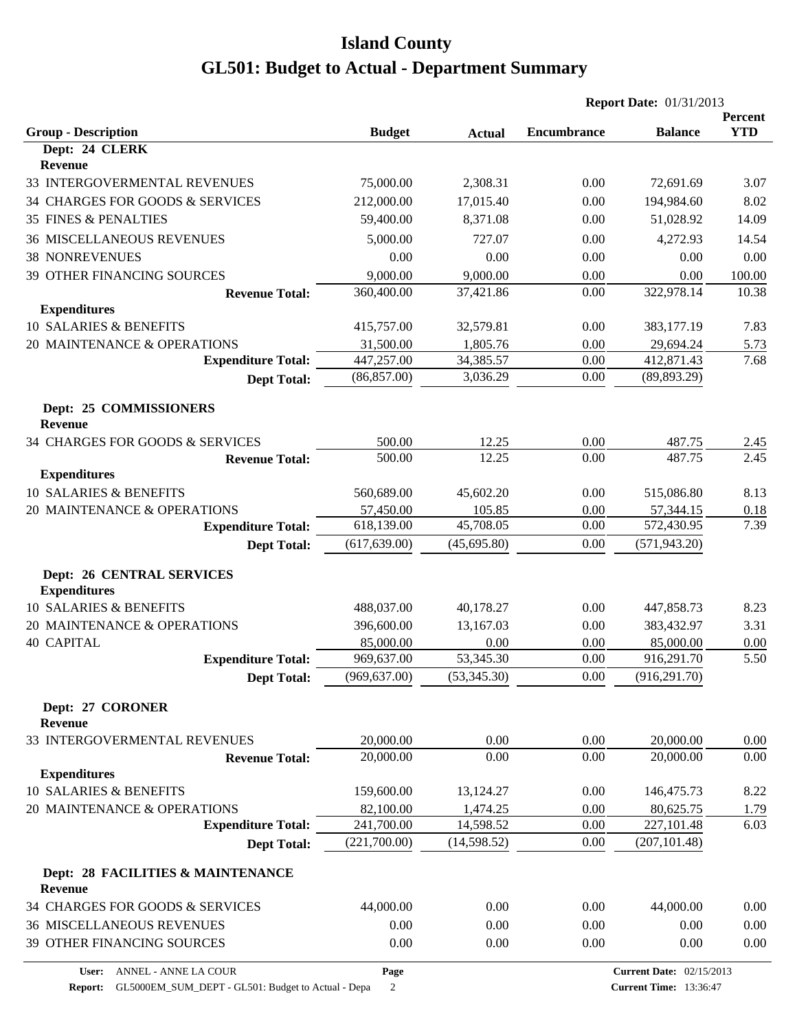# Island County

# GL501: Budget to Actual - Department Summary

**Report Date:** 01/31/2013

| Group - Description | Budget | Actual | Encumbrance | Balance | Percent YTD |
|---|---|---|---|---|---|
| **Dept: 24 CLERK** | | | | | |
| **Revenue** | | | | | |
| 33 INTERGOVERMENTAL REVENUES | 75,000.00 | 2,308.31 | 0.00 | 72,691.69 | 3.07 |
| 34 CHARGES FOR GOODS & SERVICES | 212,000.00 | 17,015.40 | 0.00 | 194,984.60 | 8.02 |
| 35 FINES & PENALTIES | 59,400.00 | 8,371.08 | 0.00 | 51,028.92 | 14.09 |
| 36 MISCELLANEOUS REVENUES | 5,000.00 | 727.07 | 0.00 | 4,272.93 | 14.54 |
| 38 NONREVENUES | 0.00 | 0.00 | 0.00 | 0.00 | 0.00 |
| 39 OTHER FINANCING SOURCES | 9,000.00 | 9,000.00 | 0.00 | 0.00 | 100.00 |
| **Revenue Total:** | 360,400.00 | 37,421.86 | 0.00 | 322,978.14 | 10.38 |
| **Expenditures** | | | | | |
| 10 SALARIES & BENEFITS | 415,757.00 | 32,579.81 | 0.00 | 383,177.19 | 7.83 |
| 20 MAINTENANCE & OPERATIONS | 31,500.00 | 1,805.76 | 0.00 | 29,694.24 | 5.73 |
| **Expenditure Total:** | 447,257.00 | 34,385.57 | 0.00 | 412,871.43 | 7.68 |
| **Dept Total:** | (86,857.00) | 3,036.29 | 0.00 | (89,893.29) | |
| **Dept: 25 COMMISSIONERS** | | | | | |
| **Revenue** | | | | | |
| 34 CHARGES FOR GOODS & SERVICES | 500.00 | 12.25 | 0.00 | 487.75 | 2.45 |
| **Revenue Total:** | 500.00 | 12.25 | 0.00 | 487.75 | 2.45 |
| **Expenditures** | | | | | |
| 10 SALARIES & BENEFITS | 560,689.00 | 45,602.20 | 0.00 | 515,086.80 | 8.13 |
| 20 MAINTENANCE & OPERATIONS | 57,450.00 | 105.85 | 0.00 | 57,344.15 | 0.18 |
| **Expenditure Total:** | 618,139.00 | 45,708.05 | 0.00 | 572,430.95 | 7.39 |
| **Dept Total:** | (617,639.00) | (45,695.80) | 0.00 | (571,943.20) | |
| **Dept: 26 CENTRAL SERVICES** | | | | | |
| **Expenditures** | | | | | |
| 10 SALARIES & BENEFITS | 488,037.00 | 40,178.27 | 0.00 | 447,858.73 | 8.23 |
| 20 MAINTENANCE & OPERATIONS | 396,600.00 | 13,167.03 | 0.00 | 383,432.97 | 3.31 |
| 40 CAPITAL | 85,000.00 | 0.00 | 0.00 | 85,000.00 | 0.00 |
| **Expenditure Total:** | 969,637.00 | 53,345.30 | 0.00 | 916,291.70 | 5.50 |
| **Dept Total:** | (969,637.00) | (53,345.30) | 0.00 | (916,291.70) | |
| **Dept: 27 CORONER** | | | | | |
| **Revenue** | | | | | |
| 33 INTERGOVERMENTAL REVENUES | 20,000.00 | 0.00 | 0.00 | 20,000.00 | 0.00 |
| **Revenue Total:** | 20,000.00 | 0.00 | 0.00 | 20,000.00 | 0.00 |
| **Expenditures** | | | | | |
| 10 SALARIES & BENEFITS | 159,600.00 | 13,124.27 | 0.00 | 146,475.73 | 8.22 |
| 20 MAINTENANCE & OPERATIONS | 82,100.00 | 1,474.25 | 0.00 | 80,625.75 | 1.79 |
| **Expenditure Total:** | 241,700.00 | 14,598.52 | 0.00 | 227,101.48 | 6.03 |
| **Dept Total:** | (221,700.00) | (14,598.52) | 0.00 | (207,101.48) | |
| **Dept: 28 FACILITIES & MAINTENANCE** | | | | | |
| **Revenue** | | | | | |
| 34 CHARGES FOR GOODS & SERVICES | 44,000.00 | 0.00 | 0.00 | 44,000.00 | 0.00 |
| 36 MISCELLANEOUS REVENUES | 0.00 | 0.00 | 0.00 | 0.00 | 0.00 |
| 39 OTHER FINANCING SOURCES | 0.00 | 0.00 | 0.00 | 0.00 | 0.00 |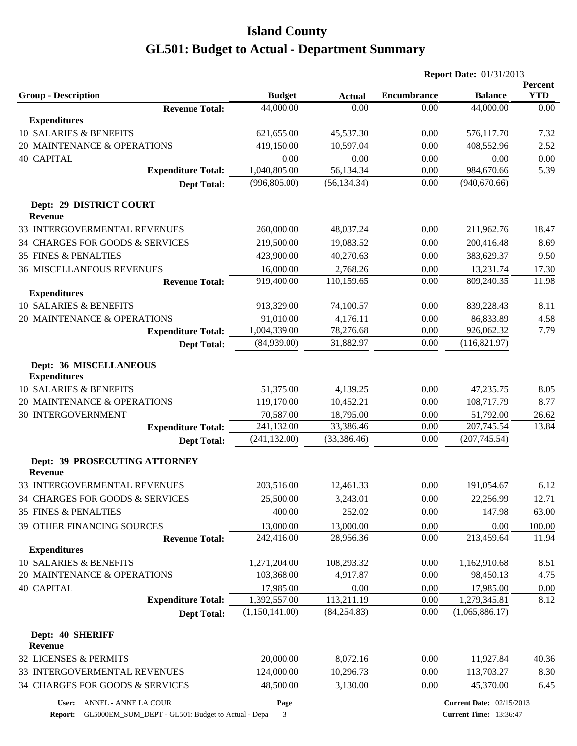# Island County

# GL501: Budget to Actual - Department Summary

**Report Date:** 01/31/2013

| Group - Description | Budget | Actual | Encumbrance | Balance | Percent YTD |
|---|---|---|---|---|---|
| **Revenue Total:** | 44,000.00 | 0.00 | 0.00 | 44,000.00 | 0.00 |
| **Expenditures** | | | | | |
| 10 SALARIES & BENEFITS | 621,655.00 | 45,537.30 | 0.00 | 576,117.70 | 7.32 |
| 20 MAINTENANCE & OPERATIONS | 419,150.00 | 10,597.04 | 0.00 | 408,552.96 | 2.52 |
| 40 CAPITAL | 0.00 | 0.00 | 0.00 | 0.00 | 0.00 |
| **Expenditure Total:** | 1,040,805.00 | 56,134.34 | 0.00 | 984,670.66 | 5.39 |
| **Dept Total:** | (996,805.00) | (56,134.34) | 0.00 | (940,670.66) | |
| **Dept: 29 DISTRICT COURT** | | | | | |
| **Revenue** | | | | | |
| 33 INTERGOVERMENTAL REVENUES | 260,000.00 | 48,037.24 | 0.00 | 211,962.76 | 18.47 |
| 34 CHARGES FOR GOODS & SERVICES | 219,500.00 | 19,083.52 | 0.00 | 200,416.48 | 8.69 |
| 35 FINES & PENALTIES | 423,900.00 | 40,270.63 | 0.00 | 383,629.37 | 9.50 |
| 36 MISCELLANEOUS REVENUES | 16,000.00 | 2,768.26 | 0.00 | 13,231.74 | 17.30 |
| **Revenue Total:** | 919,400.00 | 110,159.65 | 0.00 | 809,240.35 | 11.98 |
| **Expenditures** | | | | | |
| 10 SALARIES & BENEFITS | 913,329.00 | 74,100.57 | 0.00 | 839,228.43 | 8.11 |
| 20 MAINTENANCE & OPERATIONS | 91,010.00 | 4,176.11 | 0.00 | 86,833.89 | 4.58 |
| **Expenditure Total:** | 1,004,339.00 | 78,276.68 | 0.00 | 926,062.32 | 7.79 |
| **Dept Total:** | (84,939.00) | 31,882.97 | 0.00 | (116,821.97) | |
| **Dept: 36 MISCELLANEOUS** | | | | | |
| **Expenditures** | | | | | |
| 10 SALARIES & BENEFITS | 51,375.00 | 4,139.25 | 0.00 | 47,235.75 | 8.05 |
| 20 MAINTENANCE & OPERATIONS | 119,170.00 | 10,452.21 | 0.00 | 108,717.79 | 8.77 |
| 30 INTERGOVERNMENT | 70,587.00 | 18,795.00 | 0.00 | 51,792.00 | 26.62 |
| **Expenditure Total:** | 241,132.00 | 33,386.46 | 0.00 | 207,745.54 | 13.84 |
| **Dept Total:** | (241,132.00) | (33,386.46) | 0.00 | (207,745.54) | |
| **Dept: 39 PROSECUTING ATTORNEY** | | | | | |
| **Revenue** | | | | | |
| 33 INTERGOVERMENTAL REVENUES | 203,516.00 | 12,461.33 | 0.00 | 191,054.67 | 6.12 |
| 34 CHARGES FOR GOODS & SERVICES | 25,500.00 | 3,243.01 | 0.00 | 22,256.99 | 12.71 |
| 35 FINES & PENALTIES | 400.00 | 252.02 | 0.00 | 147.98 | 63.00 |
| 39 OTHER FINANCING SOURCES | 13,000.00 | 13,000.00 | 0.00 | 0.00 | 100.00 |
| **Revenue Total:** | 242,416.00 | 28,956.36 | 0.00 | 213,459.64 | 11.94 |
| **Expenditures** | | | | | |
| 10 SALARIES & BENEFITS | 1,271,204.00 | 108,293.32 | 0.00 | 1,162,910.68 | 8.51 |
| 20 MAINTENANCE & OPERATIONS | 103,368.00 | 4,917.87 | 0.00 | 98,450.13 | 4.75 |
| 40 CAPITAL | 17,985.00 | 0.00 | 0.00 | 17,985.00 | 0.00 |
| **Expenditure Total:** | 1,392,557.00 | 113,211.19 | 0.00 | 1,279,345.81 | 8.12 |
| **Dept Total:** | (1,150,141.00) | (84,254.83) | 0.00 | (1,065,886.17) | |
| **Dept: 40 SHERIFF** | | | | | |
| **Revenue** | | | | | |
| 32 LICENSES & PERMITS | 20,000.00 | 8,072.16 | 0.00 | 11,927.84 | 40.36 |
| 33 INTERGOVERMENTAL REVENUES | 124,000.00 | 10,296.73 | 0.00 | 113,703.27 | 8.30 |
| 34 CHARGES FOR GOODS & SERVICES | 48,500.00 | 3,130.00 | 0.00 | 45,370.00 | 6.45 |

**User:** ANNEL - ANNE LA COUR
**Report:** GL5000EM_SUM_DEPT - GL501: Budget to Actual - Depa
**Current Date:** 02/15/2013
**Current Time:** 13:36:47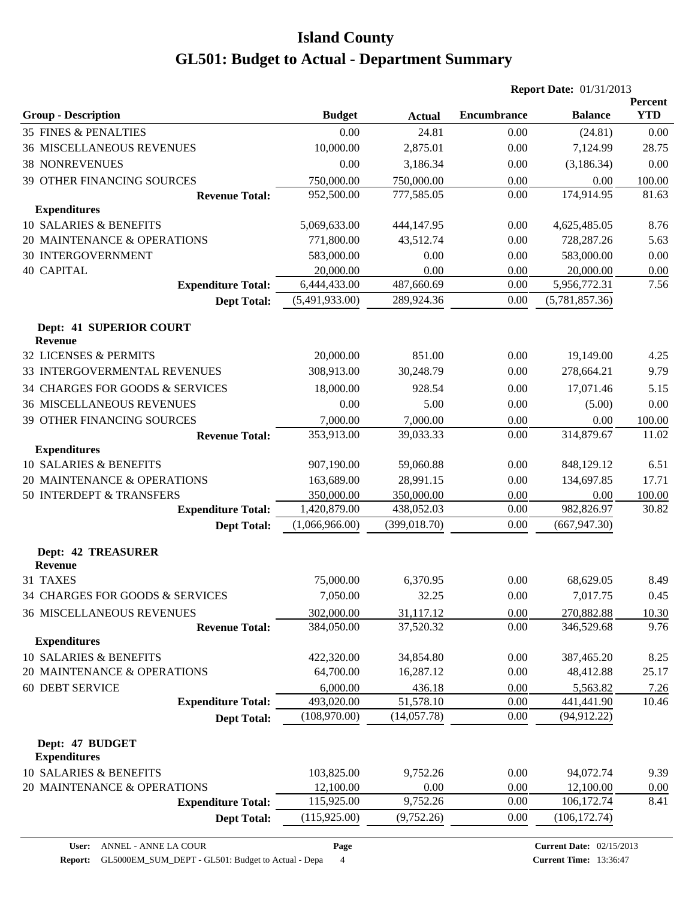# Island County

# GL501: Budget to Actual - Department Summary

**Report Date:** 01/31/2013

| Group - Description | Budget | Actual | Encumbrance | Balance | Percent YTD |
|---|---|---|---|---|---|
| 35 FINES & PENALTIES | 0.00 | 24.81 | 0.00 | (24.81) | 0.00 |
| 36 MISCELLANEOUS REVENUES | 10,000.00 | 2,875.01 | 0.00 | 7,124.99 | 28.75 |
| 38 NONREVENUES | 0.00 | 3,186.34 | 0.00 | (3,186.34) | 0.00 |
| 39 OTHER FINANCING SOURCES | 750,000.00 | 750,000.00 | 0.00 | 0.00 | 100.00 |
| **Revenue Total:** | 952,500.00 | 777,585.05 | 0.00 | 174,914.95 | 81.63 |
| **Expenditures** | | | | | |
| 10 SALARIES & BENEFITS | 5,069,633.00 | 444,147.95 | 0.00 | 4,625,485.05 | 8.76 |
| 20 MAINTENANCE & OPERATIONS | 771,800.00 | 43,512.74 | 0.00 | 728,287.26 | 5.63 |
| 30 INTERGOVERNMENT | 583,000.00 | 0.00 | 0.00 | 583,000.00 | 0.00 |
| 40 CAPITAL | 20,000.00 | 0.00 | 0.00 | 20,000.00 | 0.00 |
| **Expenditure Total:** | 6,444,433.00 | 487,660.69 | 0.00 | 5,956,772.31 | 7.56 |
| **Dept Total:** | (5,491,933.00) | 289,924.36 | 0.00 | (5,781,857.36) | |
| **Dept: 41 SUPERIOR COURT** | | | | | |
| **Revenue** | | | | | |
| 32 LICENSES & PERMITS | 20,000.00 | 851.00 | 0.00 | 19,149.00 | 4.25 |
| 33 INTERGOVERMENTAL REVENUES | 308,913.00 | 30,248.79 | 0.00 | 278,664.21 | 9.79 |
| 34 CHARGES FOR GOODS & SERVICES | 18,000.00 | 928.54 | 0.00 | 17,071.46 | 5.15 |
| 36 MISCELLANEOUS REVENUES | 0.00 | 5.00 | 0.00 | (5.00) | 0.00 |
| 39 OTHER FINANCING SOURCES | 7,000.00 | 7,000.00 | 0.00 | 0.00 | 100.00 |
| **Revenue Total:** | 353,913.00 | 39,033.33 | 0.00 | 314,879.67 | 11.02 |
| **Expenditures** | | | | | |
| 10 SALARIES & BENEFITS | 907,190.00 | 59,060.88 | 0.00 | 848,129.12 | 6.51 |
| 20 MAINTENANCE & OPERATIONS | 163,689.00 | 28,991.15 | 0.00 | 134,697.85 | 17.71 |
| 50 INTERDEPT & TRANSFERS | 350,000.00 | 350,000.00 | 0.00 | 0.00 | 100.00 |
| **Expenditure Total:** | 1,420,879.00 | 438,052.03 | 0.00 | 982,826.97 | 30.82 |
| **Dept Total:** | (1,066,966.00) | (399,018.70) | 0.00 | (667,947.30) | |
| **Dept: 42 TREASURER** | | | | | |
| **Revenue** | | | | | |
| 31 TAXES | 75,000.00 | 6,370.95 | 0.00 | 68,629.05 | 8.49 |
| 34 CHARGES FOR GOODS & SERVICES | 7,050.00 | 32.25 | 0.00 | 7,017.75 | 0.45 |
| 36 MISCELLANEOUS REVENUES | 302,000.00 | 31,117.12 | 0.00 | 270,882.88 | 10.30 |
| **Revenue Total:** | 384,050.00 | 37,520.32 | 0.00 | 346,529.68 | 9.76 |
| **Expenditures** | | | | | |
| 10 SALARIES & BENEFITS | 422,320.00 | 34,854.80 | 0.00 | 387,465.20 | 8.25 |
| 20 MAINTENANCE & OPERATIONS | 64,700.00 | 16,287.12 | 0.00 | 48,412.88 | 25.17 |
| 60 DEBT SERVICE | 6,000.00 | 436.18 | 0.00 | 5,563.82 | 7.26 |
| **Expenditure Total:** | 493,020.00 | 51,578.10 | 0.00 | 441,441.90 | 10.46 |
| **Dept Total:** | (108,970.00) | (14,057.78) | 0.00 | (94,912.22) | |
| **Dept: 47 BUDGET** | | | | | |
| **Expenditures** | | | | | |
| 10 SALARIES & BENEFITS | 103,825.00 | 9,752.26 | 0.00 | 94,072.74 | 9.39 |
| 20 MAINTENANCE & OPERATIONS | 12,100.00 | 0.00 | 0.00 | 12,100.00 | 0.00 |
| **Expenditure Total:** | 115,925.00 | 9,752.26 | 0.00 | 106,172.74 | 8.41 |
| **Dept Total:** | (115,925.00) | (9,752.26) | 0.00 | (106,172.74) | |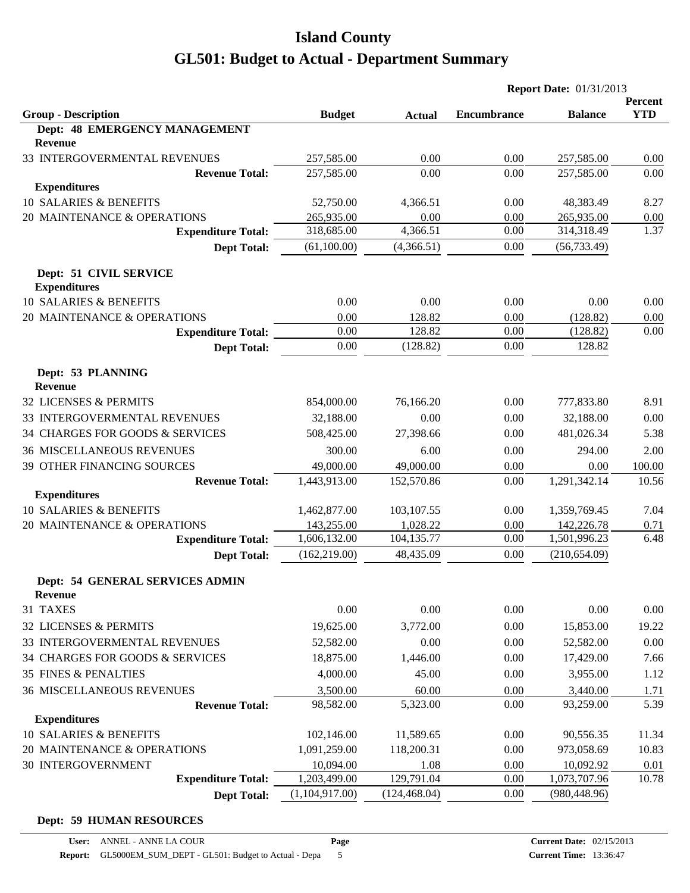# Island County

# GL501: Budget to Actual - Department Summary

**Report Date:** 01/31/2013

| Group - Description | Budget | Actual | Encumbrance | Balance | Percent YTD |
|---|---|---|---|---|---|
| **Dept: 48 EMERGENCY MANAGEMENT** | | | | | |
| **Revenue** | | | | | |
| 33 INTERGOVERMENTAL REVENUES | 257,585.00 | 0.00 | 0.00 | 257,585.00 | 0.00 |
| **Revenue Total:** | 257,585.00 | 0.00 | 0.00 | 257,585.00 | 0.00 |
| **Expenditures** | | | | | |
| 10 SALARIES & BENEFITS | 52,750.00 | 4,366.51 | 0.00 | 48,383.49 | 8.27 |
| 20 MAINTENANCE & OPERATIONS | 265,935.00 | 0.00 | 0.00 | 265,935.00 | 0.00 |
| **Expenditure Total:** | 318,685.00 | 4,366.51 | 0.00 | 314,318.49 | 1.37 |
| **Dept Total:** | (61,100.00) | (4,366.51) | 0.00 | (56,733.49) | |
| **Dept: 51 CIVIL SERVICE** | | | | | |
| **Expenditures** | | | | | |
| 10 SALARIES & BENEFITS | 0.00 | 0.00 | 0.00 | 0.00 | 0.00 |
| 20 MAINTENANCE & OPERATIONS | 0.00 | 128.82 | 0.00 | (128.82) | 0.00 |
| **Expenditure Total:** | 0.00 | 128.82 | 0.00 | (128.82) | 0.00 |
| **Dept Total:** | 0.00 | (128.82) | 0.00 | 128.82 | |
| **Dept: 53 PLANNING** | | | | | |
| **Revenue** | | | | | |
| 32 LICENSES & PERMITS | 854,000.00 | 76,166.20 | 0.00 | 777,833.80 | 8.91 |
| 33 INTERGOVERMENTAL REVENUES | 32,188.00 | 0.00 | 0.00 | 32,188.00 | 0.00 |
| 34 CHARGES FOR GOODS & SERVICES | 508,425.00 | 27,398.66 | 0.00 | 481,026.34 | 5.38 |
| 36 MISCELLANEOUS REVENUES | 300.00 | 6.00 | 0.00 | 294.00 | 2.00 |
| 39 OTHER FINANCING SOURCES | 49,000.00 | 49,000.00 | 0.00 | 0.00 | 100.00 |
| **Revenue Total:** | 1,443,913.00 | 152,570.86 | 0.00 | 1,291,342.14 | 10.56 |
| **Expenditures** | | | | | |
| 10 SALARIES & BENEFITS | 1,462,877.00 | 103,107.55 | 0.00 | 1,359,769.45 | 7.04 |
| 20 MAINTENANCE & OPERATIONS | 143,255.00 | 1,028.22 | 0.00 | 142,226.78 | 0.71 |
| **Expenditure Total:** | 1,606,132.00 | 104,135.77 | 0.00 | 1,501,996.23 | 6.48 |
| **Dept Total:** | (162,219.00) | 48,435.09 | 0.00 | (210,654.09) | |
| **Dept: 54 GENERAL SERVICES ADMIN** | | | | | |
| **Revenue** | | | | | |
| 31 TAXES | 0.00 | 0.00 | 0.00 | 0.00 | 0.00 |
| 32 LICENSES & PERMITS | 19,625.00 | 3,772.00 | 0.00 | 15,853.00 | 19.22 |
| 33 INTERGOVERMENTAL REVENUES | 52,582.00 | 0.00 | 0.00 | 52,582.00 | 0.00 |
| 34 CHARGES FOR GOODS & SERVICES | 18,875.00 | 1,446.00 | 0.00 | 17,429.00 | 7.66 |
| 35 FINES & PENALTIES | 4,000.00 | 45.00 | 0.00 | 3,955.00 | 1.12 |
| 36 MISCELLANEOUS REVENUES | 3,500.00 | 60.00 | 0.00 | 3,440.00 | 1.71 |
| **Revenue Total:** | 98,582.00 | 5,323.00 | 0.00 | 93,259.00 | 5.39 |
| **Expenditures** | | | | | |
| 10 SALARIES & BENEFITS | 102,146.00 | 11,589.65 | 0.00 | 90,556.35 | 11.34 |
| 20 MAINTENANCE & OPERATIONS | 1,091,259.00 | 118,200.31 | 0.00 | 973,058.69 | 10.83 |
| 30 INTERGOVERNMENT | 10,094.00 | 1.08 | 0.00 | 10,092.92 | 0.01 |
| **Expenditure Total:** | 1,203,499.00 | 129,791.04 | 0.00 | 1,073,707.96 | 10.78 |
| **Dept Total:** | (1,104,917.00) | (124,468.04) | 0.00 | (980,448.96) | |

**Dept: 59 HUMAN RESOURCES**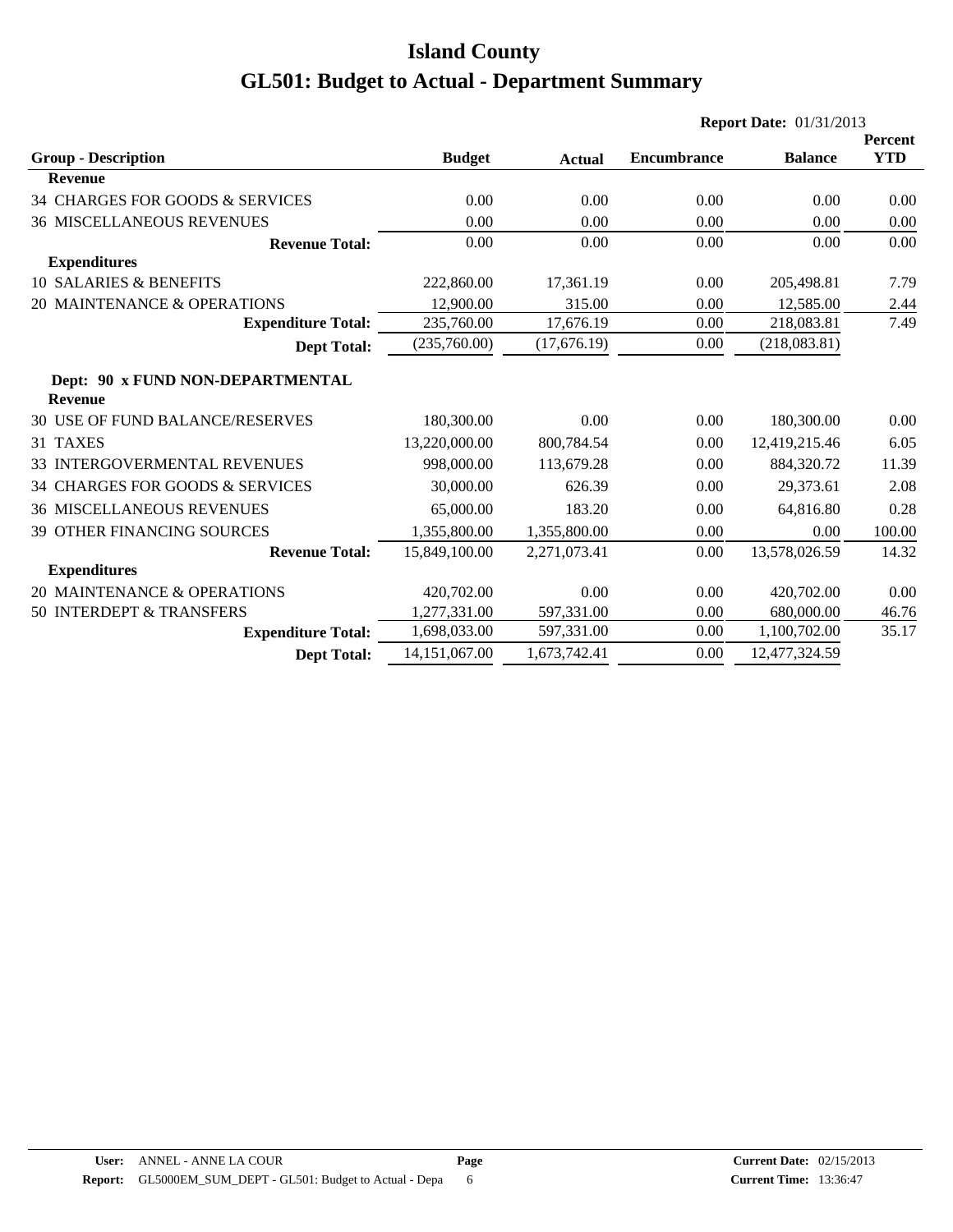# Island County

# GL501: Budget to Actual - Department Summary

**Report Date:** 01/31/2013

| Group - Description | Budget | Actual | Encumbrance | Balance | Percent YTD |
|---|---|---|---|---|---|
| **Revenue** | | | | | |
| 34 CHARGES FOR GOODS & SERVICES | 0.00 | 0.00 | 0.00 | 0.00 | 0.00 |
| 36 MISCELLANEOUS REVENUES | 0.00 | 0.00 | 0.00 | 0.00 | 0.00 |
| **Revenue Total:** | 0.00 | 0.00 | 0.00 | 0.00 | 0.00 |
| **Expenditures** | | | | | |
| 10 SALARIES & BENEFITS | 222,860.00 | 17,361.19 | 0.00 | 205,498.81 | 7.79 |
| 20 MAINTENANCE & OPERATIONS | 12,900.00 | 315.00 | 0.00 | 12,585.00 | 2.44 |
| **Expenditure Total:** | 235,760.00 | 17,676.19 | 0.00 | 218,083.81 | 7.49 |
| **Dept Total:** | (235,760.00) | (17,676.19) | 0.00 | (218,083.81) | |

**Dept: 90 x FUND NON-DEPARTMENTAL**

| Group - Description | Budget | Actual | Encumbrance | Balance | Percent YTD |
|---|---|---|---|---|---|
| **Revenue** | | | | | |
| 30 USE OF FUND BALANCE/RESERVES | 180,300.00 | 0.00 | 0.00 | 180,300.00 | 0.00 |
| 31 TAXES | 13,220,000.00 | 800,784.54 | 0.00 | 12,419,215.46 | 6.05 |
| 33 INTERGOVERMENTAL REVENUES | 998,000.00 | 113,679.28 | 0.00 | 884,320.72 | 11.39 |
| 34 CHARGES FOR GOODS & SERVICES | 30,000.00 | 626.39 | 0.00 | 29,373.61 | 2.08 |
| 36 MISCELLANEOUS REVENUES | 65,000.00 | 183.20 | 0.00 | 64,816.80 | 0.28 |
| 39 OTHER FINANCING SOURCES | 1,355,800.00 | 1,355,800.00 | 0.00 | 0.00 | 100.00 |
| **Revenue Total:** | 15,849,100.00 | 2,271,073.41 | 0.00 | 13,578,026.59 | 14.32 |
| **Expenditures** | | | | | |
| 20 MAINTENANCE & OPERATIONS | 420,702.00 | 0.00 | 0.00 | 420,702.00 | 0.00 |
| 50 INTERDEPT & TRANSFERS | 1,277,331.00 | 597,331.00 | 0.00 | 680,000.00 | 46.76 |
| **Expenditure Total:** | 1,698,033.00 | 597,331.00 | 0.00 | 1,100,702.00 | 35.17 |
| **Dept Total:** | 14,151,067.00 | 1,673,742.41 | 0.00 | 12,477,324.59 | |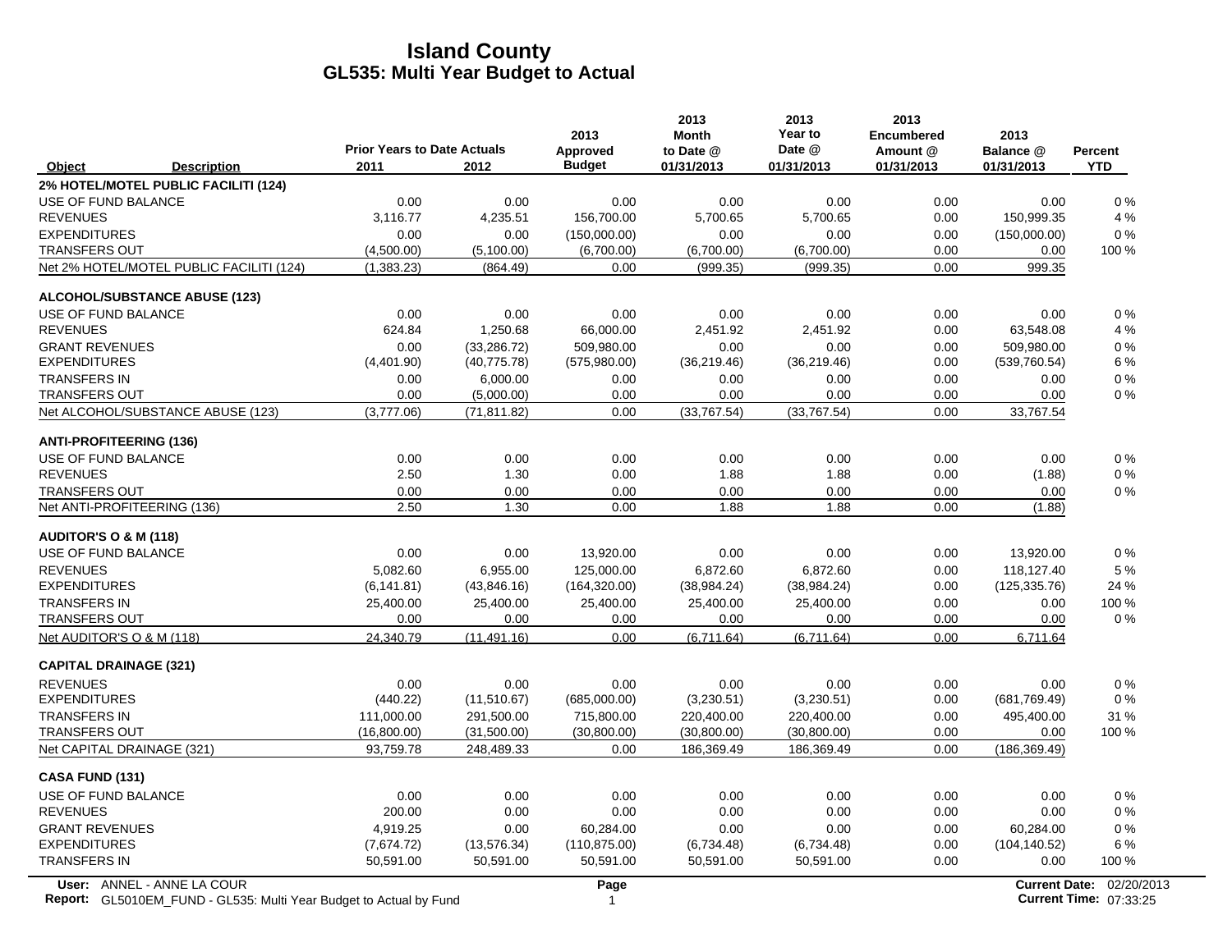# Island County
## GL535: Multi Year Budget to Actual

| Object | Description | Prior Years to Date Actuals 2011 | 2012 | 2013 Approved Budget | 2013 Month to Date @ 01/31/2013 | 2013 Year to Date @ 01/31/2013 | 2013 Encumbered Amount @ 01/31/2013 | 2013 Balance @ 01/31/2013 | Percent YTD |
|---|---|---|---|---|---|---|---|---|---|
| **2% HOTEL/MOTEL PUBLIC FACILITI (124)** | | | | | | | | | |
| USE OF FUND BALANCE | | 0.00 | 0.00 | 0.00 | 0.00 | 0.00 | 0.00 | 0.00 | 0 % |
| REVENUES | | 3,116.77 | 4,235.51 | 156,700.00 | 5,700.65 | 5,700.65 | 0.00 | 150,999.35 | 4 % |
| EXPENDITURES | | 0.00 | 0.00 | (150,000.00) | 0.00 | 0.00 | 0.00 | (150,000.00) | 0 % |
| TRANSFERS OUT | | (4,500.00) | (5,100.00) | (6,700.00) | (6,700.00) | (6,700.00) | 0.00 | 0.00 | 100 % |
| Net 2% HOTEL/MOTEL PUBLIC FACILITI (124) | | (1,383.23) | (864.49) | 0.00 | (999.35) | (999.35) | 0.00 | 999.35 | |
| **ALCOHOL/SUBSTANCE ABUSE (123)** | | | | | | | | | |
| USE OF FUND BALANCE | | 0.00 | 0.00 | 0.00 | 0.00 | 0.00 | 0.00 | 0.00 | 0 % |
| REVENUES | | 624.84 | 1,250.68 | 66,000.00 | 2,451.92 | 2,451.92 | 0.00 | 63,548.08 | 4 % |
| GRANT REVENUES | | 0.00 | (33,286.72) | 509,980.00 | 0.00 | 0.00 | 0.00 | 509,980.00 | 0 % |
| EXPENDITURES | | (4,401.90) | (40,775.78) | (575,980.00) | (36,219.46) | (36,219.46) | 0.00 | (539,760.54) | 6 % |
| TRANSFERS IN | | 0.00 | 6,000.00 | 0.00 | 0.00 | 0.00 | 0.00 | 0.00 | 0 % |
| TRANSFERS OUT | | 0.00 | (5,000.00) | 0.00 | 0.00 | 0.00 | 0.00 | 0.00 | 0 % |
| Net ALCOHOL/SUBSTANCE ABUSE (123) | | (3,777.06) | (71,811.82) | 0.00 | (33,767.54) | (33,767.54) | 0.00 | 33,767.54 | |
| **ANTI-PROFITEERING (136)** | | | | | | | | | |
| USE OF FUND BALANCE | | 0.00 | 0.00 | 0.00 | 0.00 | 0.00 | 0.00 | 0.00 | 0 % |
| REVENUES | | 2.50 | 1.30 | 0.00 | 1.88 | 1.88 | 0.00 | (1.88) | 0 % |
| TRANSFERS OUT | | 0.00 | 0.00 | 0.00 | 0.00 | 0.00 | 0.00 | 0.00 | 0 % |
| Net ANTI-PROFITEERING (136) | | 2.50 | 1.30 | 0.00 | 1.88 | 1.88 | 0.00 | (1.88) | |
| **AUDITOR'S O & M (118)** | | | | | | | | | |
| USE OF FUND BALANCE | | 0.00 | 0.00 | 13,920.00 | 0.00 | 0.00 | 0.00 | 13,920.00 | 0 % |
| REVENUES | | 5,082.60 | 6,955.00 | 125,000.00 | 6,872.60 | 6,872.60 | 0.00 | 118,127.40 | 5 % |
| EXPENDITURES | | (6,141.81) | (43,846.16) | (164,320.00) | (38,984.24) | (38,984.24) | 0.00 | (125,335.76) | 24 % |
| TRANSFERS IN | | 25,400.00 | 25,400.00 | 25,400.00 | 25,400.00 | 25,400.00 | 0.00 | 0.00 | 100 % |
| TRANSFERS OUT | | 0.00 | 0.00 | 0.00 | 0.00 | 0.00 | 0.00 | 0.00 | 0 % |
| Net AUDITOR'S O & M (118) | | 24,340.79 | (11,491.16) | 0.00 | (6,711.64) | (6,711.64) | 0.00 | 6,711.64 | |
| **CAPITAL DRAINAGE (321)** | | | | | | | | | |
| REVENUES | | 0.00 | 0.00 | 0.00 | 0.00 | 0.00 | 0.00 | 0.00 | 0 % |
| EXPENDITURES | | (440.22) | (11,510.67) | (685,000.00) | (3,230.51) | (3,230.51) | 0.00 | (681,769.49) | 0 % |
| TRANSFERS IN | | 111,000.00 | 291,500.00 | 715,800.00 | 220,400.00 | 220,400.00 | 0.00 | 495,400.00 | 31 % |
| TRANSFERS OUT | | (16,800.00) | (31,500.00) | (30,800.00) | (30,800.00) | (30,800.00) | 0.00 | 0.00 | 100 % |
| Net CAPITAL DRAINAGE (321) | | 93,759.78 | 248,489.33 | 0.00 | 186,369.49 | 186,369.49 | 0.00 | (186,369.49) | |
| **CASA FUND (131)** | | | | | | | | | |
| USE OF FUND BALANCE | | 0.00 | 0.00 | 0.00 | 0.00 | 0.00 | 0.00 | 0.00 | 0 % |
| REVENUES | | 200.00 | 0.00 | 0.00 | 0.00 | 0.00 | 0.00 | 0.00 | 0 % |
| GRANT REVENUES | | 4,919.25 | 0.00 | 60,284.00 | 0.00 | 0.00 | 0.00 | 60,284.00 | 0 % |
| EXPENDITURES | | (7,674.72) | (13,576.34) | (110,875.00) | (6,734.48) | (6,734.48) | 0.00 | (104,140.52) | 6 % |
| TRANSFERS IN | | 50,591.00 | 50,591.00 | 50,591.00 | 50,591.00 | 50,591.00 | 0.00 | 0.00 | 100 % |

User: ANNEL - ANNE LA COUR
Report: GL5010EM_FUND - GL535: Multi Year Budget to Actual by Fund
Current Date: 02/20/2013
Current Time: 07:33:25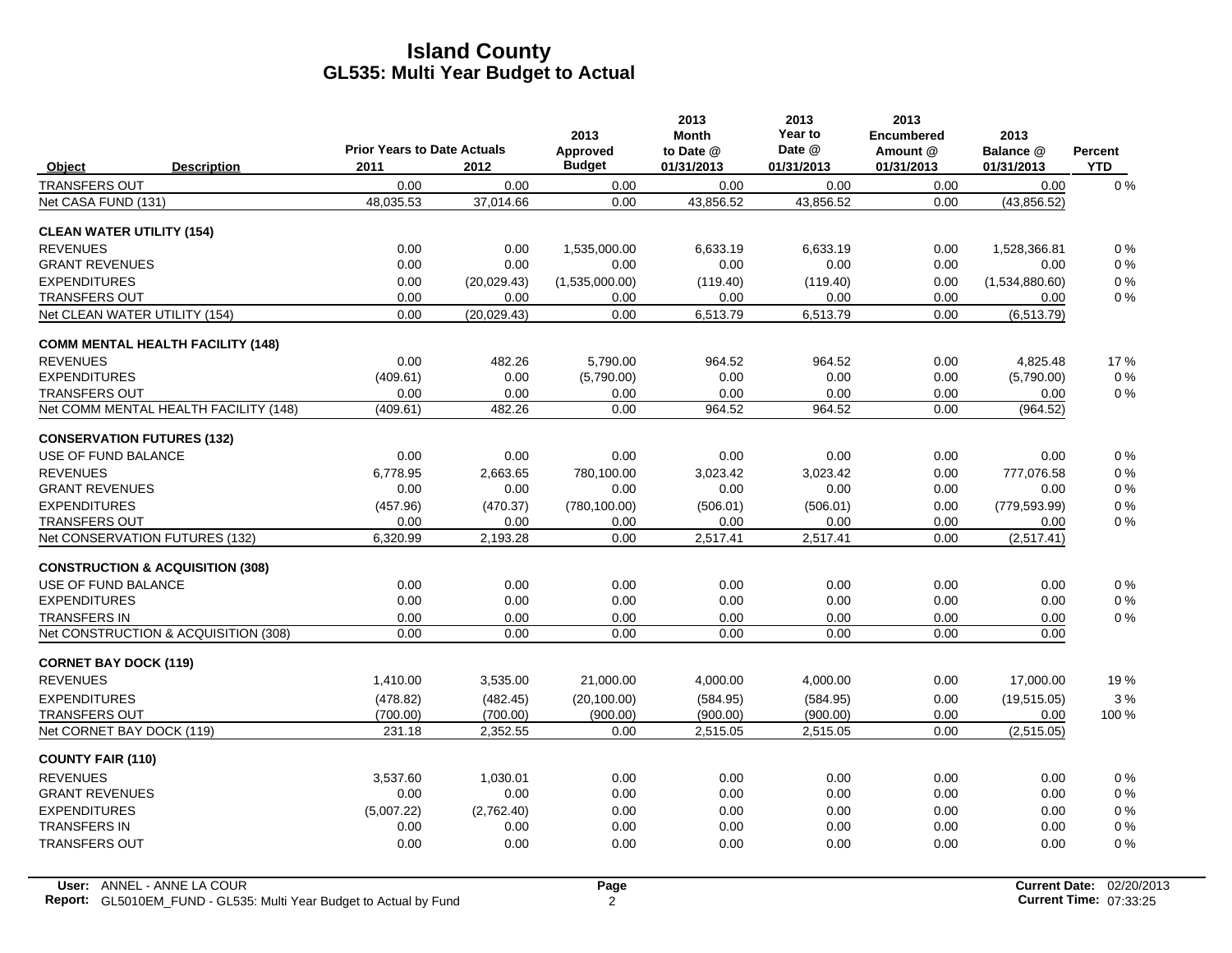# Island County
## GL535: Multi Year Budget to Actual

| Object | Description | Prior Years to Date Actuals 2011 | 2012 | 2013 Approved Budget | 2013 Month to Date @ 01/31/2013 | 2013 Year to Date @ 01/31/2013 | 2013 Encumbered Amount @ 01/31/2013 | 2013 Balance @ 01/31/2013 | Percent YTD |
|---|---|---|---|---|---|---|---|---|---|
| TRANSFERS OUT | | 0.00 | 0.00 | 0.00 | 0.00 | 0.00 | 0.00 | 0.00 | 0 % |
| Net CASA FUND (131) | | 48,035.53 | 37,014.66 | 0.00 | 43,856.52 | 43,856.52 | 0.00 | (43,856.52) | |
| **CLEAN WATER UTILITY (154)** | | | | | | | | | |
| REVENUES | | 0.00 | 0.00 | 1,535,000.00 | 6,633.19 | 6,633.19 | 0.00 | 1,528,366.81 | 0 % |
| GRANT REVENUES | | 0.00 | 0.00 | 0.00 | 0.00 | 0.00 | 0.00 | 0.00 | 0 % |
| EXPENDITURES | | 0.00 | (20,029.43) | (1,535,000.00) | (119.40) | (119.40) | 0.00 | (1,534,880.60) | 0 % |
| TRANSFERS OUT | | 0.00 | 0.00 | 0.00 | 0.00 | 0.00 | 0.00 | 0.00 | 0 % |
| Net CLEAN WATER UTILITY (154) | | 0.00 | (20,029.43) | 0.00 | 6,513.79 | 6,513.79 | 0.00 | (6,513.79) | |
| **COMM MENTAL HEALTH FACILITY (148)** | | | | | | | | | |
| REVENUES | | 0.00 | 482.26 | 5,790.00 | 964.52 | 964.52 | 0.00 | 4,825.48 | 17 % |
| EXPENDITURES | | (409.61) | 0.00 | (5,790.00) | 0.00 | 0.00 | 0.00 | (5,790.00) | 0 % |
| TRANSFERS OUT | | 0.00 | 0.00 | 0.00 | 0.00 | 0.00 | 0.00 | 0.00 | 0 % |
| Net COMM MENTAL HEALTH FACILITY (148) | | (409.61) | 482.26 | 0.00 | 964.52 | 964.52 | 0.00 | (964.52) | |
| **CONSERVATION FUTURES (132)** | | | | | | | | | |
| USE OF FUND BALANCE | | 0.00 | 0.00 | 0.00 | 0.00 | 0.00 | 0.00 | 0.00 | 0 % |
| REVENUES | | 6,778.95 | 2,663.65 | 780,100.00 | 3,023.42 | 3,023.42 | 0.00 | 777,076.58 | 0 % |
| GRANT REVENUES | | 0.00 | 0.00 | 0.00 | 0.00 | 0.00 | 0.00 | 0.00 | 0 % |
| EXPENDITURES | | (457.96) | (470.37) | (780,100.00) | (506.01) | (506.01) | 0.00 | (779,593.99) | 0 % |
| TRANSFERS OUT | | 0.00 | 0.00 | 0.00 | 0.00 | 0.00 | 0.00 | 0.00 | 0 % |
| Net CONSERVATION FUTURES (132) | | 6,320.99 | 2,193.28 | 0.00 | 2,517.41 | 2,517.41 | 0.00 | (2,517.41) | |
| **CONSTRUCTION & ACQUISITION (308)** | | | | | | | | | |
| USE OF FUND BALANCE | | 0.00 | 0.00 | 0.00 | 0.00 | 0.00 | 0.00 | 0.00 | 0 % |
| EXPENDITURES | | 0.00 | 0.00 | 0.00 | 0.00 | 0.00 | 0.00 | 0.00 | 0 % |
| TRANSFERS IN | | 0.00 | 0.00 | 0.00 | 0.00 | 0.00 | 0.00 | 0.00 | 0 % |
| Net CONSTRUCTION & ACQUISITION (308) | | 0.00 | 0.00 | 0.00 | 0.00 | 0.00 | 0.00 | 0.00 | |
| **CORNET BAY DOCK (119)** | | | | | | | | | |
| REVENUES | | 1,410.00 | 3,535.00 | 21,000.00 | 4,000.00 | 4,000.00 | 0.00 | 17,000.00 | 19 % |
| EXPENDITURES | | (478.82) | (482.45) | (20,100.00) | (584.95) | (584.95) | 0.00 | (19,515.05) | 3 % |
| TRANSFERS OUT | | (700.00) | (700.00) | (900.00) | (900.00) | (900.00) | 0.00 | 0.00 | 100 % |
| Net CORNET BAY DOCK (119) | | 231.18 | 2,352.55 | 0.00 | 2,515.05 | 2,515.05 | 0.00 | (2,515.05) | |
| **COUNTY FAIR (110)** | | | | | | | | | |
| REVENUES | | 3,537.60 | 1,030.01 | 0.00 | 0.00 | 0.00 | 0.00 | 0.00 | 0 % |
| GRANT REVENUES | | 0.00 | 0.00 | 0.00 | 0.00 | 0.00 | 0.00 | 0.00 | 0 % |
| EXPENDITURES | | (5,007.22) | (2,762.40) | 0.00 | 0.00 | 0.00 | 0.00 | 0.00 | 0 % |
| TRANSFERS IN | | 0.00 | 0.00 | 0.00 | 0.00 | 0.00 | 0.00 | 0.00 | 0 % |
| TRANSFERS OUT | | 0.00 | 0.00 | 0.00 | 0.00 | 0.00 | 0.00 | 0.00 | 0 % |

**User:** ANNEL - ANNE LA COUR
**Report:** GL5010EM_FUND - GL535: Multi Year Budget to Actual by Fund
**Current Date:** 02/20/2013
**Current Time:** 07:33:25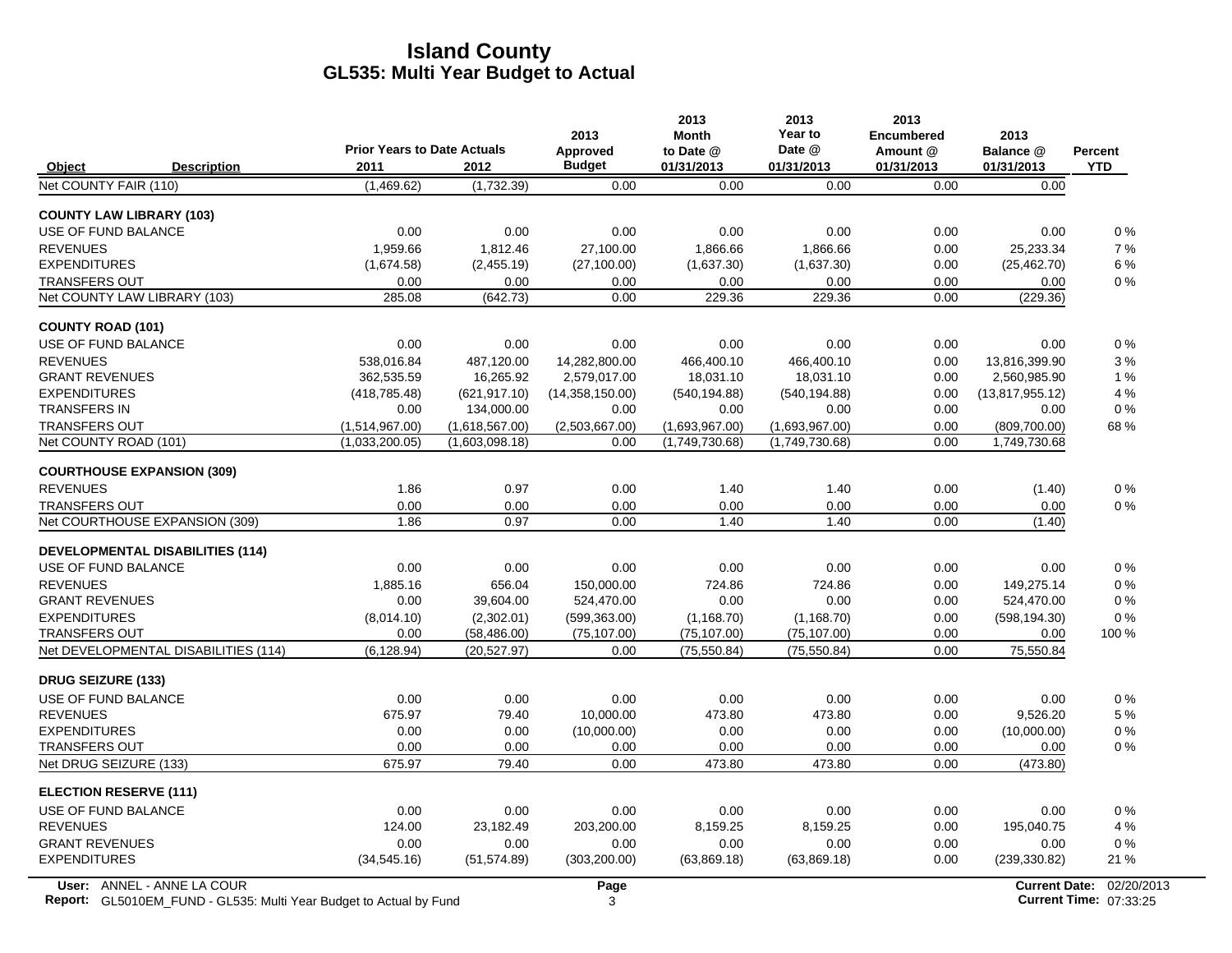# Island County
## GL535: Multi Year Budget to Actual

| Object | Description | Prior Years to Date Actuals 2011 | Prior Years to Date Actuals 2012 | 2013 Approved Budget | 2013 Month to Date @ 01/31/2013 | 2013 Year to Date @ 01/31/2013 | 2013 Encumbered Amount @ 01/31/2013 | 2013 Balance @ 01/31/2013 | Percent YTD |
|---|---|---|---|---|---|---|---|---|---|
| Net COUNTY FAIR (110) | | (1,469.62) | (1,732.39) | 0.00 | 0.00 | 0.00 | 0.00 | 0.00 | |
| **COUNTY LAW LIBRARY (103)** | | | | | | | | | |
| USE OF FUND BALANCE | | 0.00 | 0.00 | 0.00 | 0.00 | 0.00 | 0.00 | 0.00 | 0 % |
| REVENUES | | 1,959.66 | 1,812.46 | 27,100.00 | 1,866.66 | 1,866.66 | 0.00 | 25,233.34 | 7 % |
| EXPENDITURES | | (1,674.58) | (2,455.19) | (27,100.00) | (1,637.30) | (1,637.30) | 0.00 | (25,462.70) | 6 % |
| TRANSFERS OUT | | 0.00 | 0.00 | 0.00 | 0.00 | 0.00 | 0.00 | 0.00 | 0 % |
| Net COUNTY LAW LIBRARY (103) | | 285.08 | (642.73) | 0.00 | 229.36 | 229.36 | 0.00 | (229.36) | |
| **COUNTY ROAD (101)** | | | | | | | | | |
| USE OF FUND BALANCE | | 0.00 | 0.00 | 0.00 | 0.00 | 0.00 | 0.00 | 0.00 | 0 % |
| REVENUES | | 538,016.84 | 487,120.00 | 14,282,800.00 | 466,400.10 | 466,400.10 | 0.00 | 13,816,399.90 | 3 % |
| GRANT REVENUES | | 362,535.59 | 16,265.92 | 2,579,017.00 | 18,031.10 | 18,031.10 | 0.00 | 2,560,985.90 | 1 % |
| EXPENDITURES | | (418,785.48) | (621,917.10) | (14,358,150.00) | (540,194.88) | (540,194.88) | 0.00 | (13,817,955.12) | 4 % |
| TRANSFERS IN | | 0.00 | 134,000.00 | 0.00 | 0.00 | 0.00 | 0.00 | 0.00 | 0 % |
| TRANSFERS OUT | | (1,514,967.00) | (1,618,567.00) | (2,503,667.00) | (1,693,967.00) | (1,693,967.00) | 0.00 | (809,700.00) | 68 % |
| Net COUNTY ROAD (101) | | (1,033,200.05) | (1,603,098.18) | 0.00 | (1,749,730.68) | (1,749,730.68) | 0.00 | 1,749,730.68 | |
| **COURTHOUSE EXPANSION (309)** | | | | | | | | | |
| REVENUES | | 1.86 | 0.97 | 0.00 | 1.40 | 1.40 | 0.00 | (1.40) | 0 % |
| TRANSFERS OUT | | 0.00 | 0.00 | 0.00 | 0.00 | 0.00 | 0.00 | 0.00 | 0 % |
| Net COURTHOUSE EXPANSION (309) | | 1.86 | 0.97 | 0.00 | 1.40 | 1.40 | 0.00 | (1.40) | |
| **DEVELOPMENTAL DISABILITIES (114)** | | | | | | | | | |
| USE OF FUND BALANCE | | 0.00 | 0.00 | 0.00 | 0.00 | 0.00 | 0.00 | 0.00 | 0 % |
| REVENUES | | 1,885.16 | 656.04 | 150,000.00 | 724.86 | 724.86 | 0.00 | 149,275.14 | 0 % |
| GRANT REVENUES | | 0.00 | 39,604.00 | 524,470.00 | 0.00 | 0.00 | 0.00 | 524,470.00 | 0 % |
| EXPENDITURES | | (8,014.10) | (2,302.01) | (599,363.00) | (1,168.70) | (1,168.70) | 0.00 | (598,194.30) | 0 % |
| TRANSFERS OUT | | 0.00 | (58,486.00) | (75,107.00) | (75,107.00) | (75,107.00) | 0.00 | 0.00 | 100 % |
| Net DEVELOPMENTAL DISABILITIES (114) | | (6,128.94) | (20,527.97) | 0.00 | (75,550.84) | (75,550.84) | 0.00 | 75,550.84 | |
| **DRUG SEIZURE (133)** | | | | | | | | | |
| USE OF FUND BALANCE | | 0.00 | 0.00 | 0.00 | 0.00 | 0.00 | 0.00 | 0.00 | 0 % |
| REVENUES | | 675.97 | 79.40 | 10,000.00 | 473.80 | 473.80 | 0.00 | 9,526.20 | 5 % |
| EXPENDITURES | | 0.00 | 0.00 | (10,000.00) | 0.00 | 0.00 | 0.00 | (10,000.00) | 0 % |
| TRANSFERS OUT | | 0.00 | 0.00 | 0.00 | 0.00 | 0.00 | 0.00 | 0.00 | 0 % |
| Net DRUG SEIZURE (133) | | 675.97 | 79.40 | 0.00 | 473.80 | 473.80 | 0.00 | (473.80) | |
| **ELECTION RESERVE (111)** | | | | | | | | | |
| USE OF FUND BALANCE | | 0.00 | 0.00 | 0.00 | 0.00 | 0.00 | 0.00 | 0.00 | 0 % |
| REVENUES | | 124.00 | 23,182.49 | 203,200.00 | 8,159.25 | 8,159.25 | 0.00 | 195,040.75 | 4 % |
| GRANT REVENUES | | 0.00 | 0.00 | 0.00 | 0.00 | 0.00 | 0.00 | 0.00 | 0 % |
| EXPENDITURES | | (34,545.16) | (51,574.89) | (303,200.00) | (63,869.18) | (63,869.18) | 0.00 | (239,330.82) | 21 % |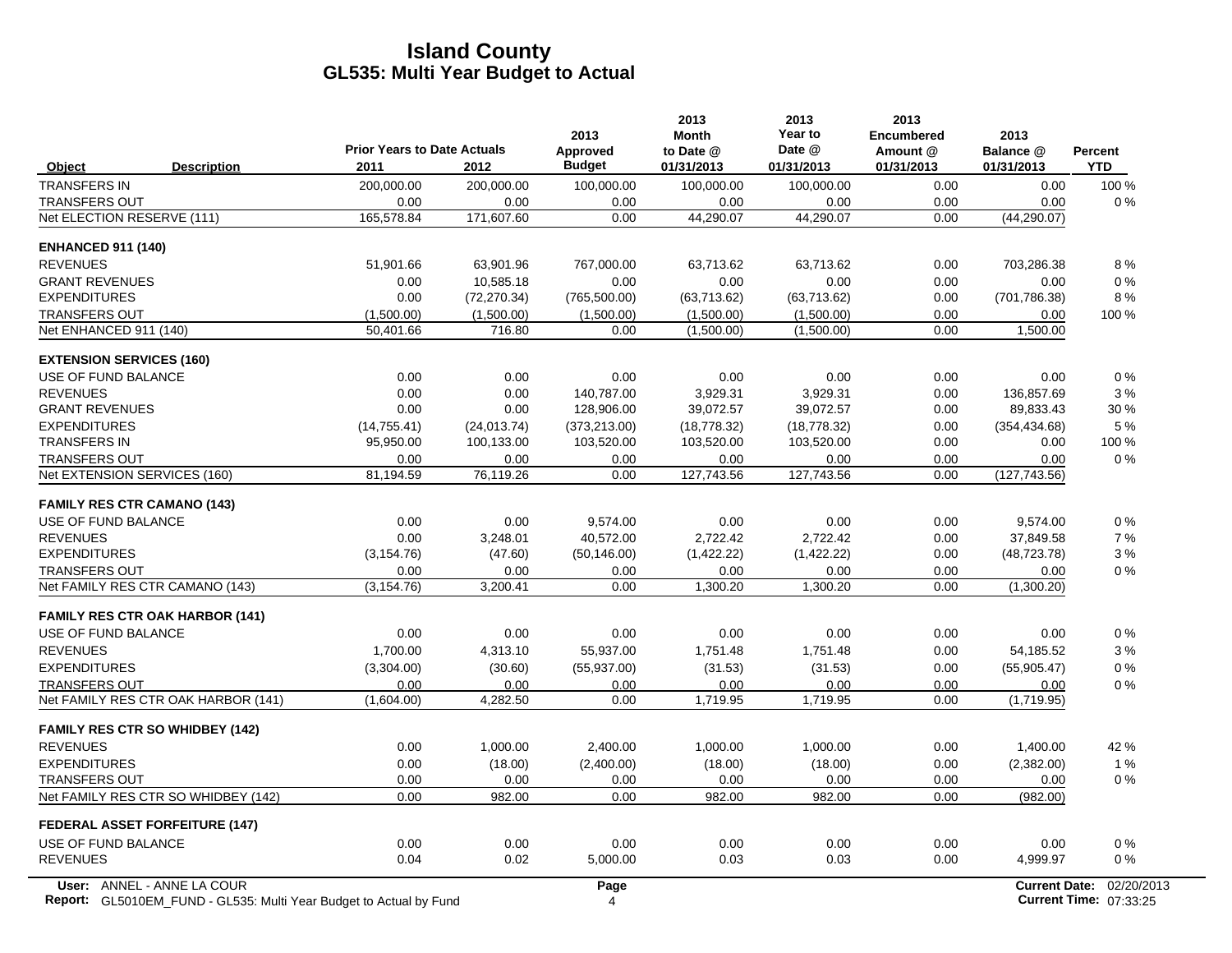# Island County
## GL535: Multi Year Budget to Actual

| Object | Description | Prior Years to Date Actuals 2011 | 2012 | 2013 Approved Budget | 2013 Month to Date @ 01/31/2013 | 2013 Year to Date @ 01/31/2013 | 2013 Encumbered Amount @ 01/31/2013 | 2013 Balance @ 01/31/2013 | Percent YTD |
|---|---|---|---|---|---|---|---|---|---|
| TRANSFERS IN | | 200,000.00 | 200,000.00 | 100,000.00 | 100,000.00 | 100,000.00 | 0.00 | 0.00 | 100 % |
| TRANSFERS OUT | | 0.00 | 0.00 | 0.00 | 0.00 | 0.00 | 0.00 | 0.00 | 0 % |
| Net ELECTION RESERVE (111) | | 165,578.84 | 171,607.60 | 0.00 | 44,290.07 | 44,290.07 | 0.00 | (44,290.07) | |
| **ENHANCED 911 (140)** | | | | | | | | | |
| REVENUES | | 51,901.66 | 63,901.96 | 767,000.00 | 63,713.62 | 63,713.62 | 0.00 | 703,286.38 | 8 % |
| GRANT REVENUES | | 0.00 | 10,585.18 | 0.00 | 0.00 | 0.00 | 0.00 | 0.00 | 0 % |
| EXPENDITURES | | 0.00 | (72,270.34) | (765,500.00) | (63,713.62) | (63,713.62) | 0.00 | (701,786.38) | 8 % |
| TRANSFERS OUT | | (1,500.00) | (1,500.00) | (1,500.00) | (1,500.00) | (1,500.00) | 0.00 | 0.00 | 100 % |
| Net ENHANCED 911 (140) | | 50,401.66 | 716.80 | 0.00 | (1,500.00) | (1,500.00) | 0.00 | 1,500.00 | |
| **EXTENSION SERVICES (160)** | | | | | | | | | |
| USE OF FUND BALANCE | | 0.00 | 0.00 | 0.00 | 0.00 | 0.00 | 0.00 | 0.00 | 0 % |
| REVENUES | | 0.00 | 0.00 | 140,787.00 | 3,929.31 | 3,929.31 | 0.00 | 136,857.69 | 3 % |
| GRANT REVENUES | | 0.00 | 0.00 | 128,906.00 | 39,072.57 | 39,072.57 | 0.00 | 89,833.43 | 30 % |
| EXPENDITURES | | (14,755.41) | (24,013.74) | (373,213.00) | (18,778.32) | (18,778.32) | 0.00 | (354,434.68) | 5 % |
| TRANSFERS IN | | 95,950.00 | 100,133.00 | 103,520.00 | 103,520.00 | 103,520.00 | 0.00 | 0.00 | 100 % |
| TRANSFERS OUT | | 0.00 | 0.00 | 0.00 | 0.00 | 0.00 | 0.00 | 0.00 | 0 % |
| Net EXTENSION SERVICES (160) | | 81,194.59 | 76,119.26 | 0.00 | 127,743.56 | 127,743.56 | 0.00 | (127,743.56) | |
| **FAMILY RES CTR CAMANO (143)** | | | | | | | | | |
| USE OF FUND BALANCE | | 0.00 | 0.00 | 9,574.00 | 0.00 | 0.00 | 0.00 | 9,574.00 | 0 % |
| REVENUES | | 0.00 | 3,248.01 | 40,572.00 | 2,722.42 | 2,722.42 | 0.00 | 37,849.58 | 7 % |
| EXPENDITURES | | (3,154.76) | (47.60) | (50,146.00) | (1,422.22) | (1,422.22) | 0.00 | (48,723.78) | 3 % |
| TRANSFERS OUT | | 0.00 | 0.00 | 0.00 | 0.00 | 0.00 | 0.00 | 0.00 | 0 % |
| Net FAMILY RES CTR CAMANO (143) | | (3,154.76) | 3,200.41 | 0.00 | 1,300.20 | 1,300.20 | 0.00 | (1,300.20) | |
| **FAMILY RES CTR OAK HARBOR (141)** | | | | | | | | | |
| USE OF FUND BALANCE | | 0.00 | 0.00 | 0.00 | 0.00 | 0.00 | 0.00 | 0.00 | 0 % |
| REVENUES | | 1,700.00 | 4,313.10 | 55,937.00 | 1,751.48 | 1,751.48 | 0.00 | 54,185.52 | 3 % |
| EXPENDITURES | | (3,304.00) | (30.60) | (55,937.00) | (31.53) | (31.53) | 0.00 | (55,905.47) | 0 % |
| TRANSFERS OUT | | 0.00 | 0.00 | 0.00 | 0.00 | 0.00 | 0.00 | 0.00 | 0 % |
| Net FAMILY RES CTR OAK HARBOR (141) | | (1,604.00) | 4,282.50 | 0.00 | 1,719.95 | 1,719.95 | 0.00 | (1,719.95) | |
| **FAMILY RES CTR SO WHIDBEY (142)** | | | | | | | | | |
| REVENUES | | 0.00 | 1,000.00 | 2,400.00 | 1,000.00 | 1,000.00 | 0.00 | 1,400.00 | 42 % |
| EXPENDITURES | | 0.00 | (18.00) | (2,400.00) | (18.00) | (18.00) | 0.00 | (2,382.00) | 1 % |
| TRANSFERS OUT | | 0.00 | 0.00 | 0.00 | 0.00 | 0.00 | 0.00 | 0.00 | 0 % |
| Net FAMILY RES CTR SO WHIDBEY (142) | | 0.00 | 982.00 | 0.00 | 982.00 | 982.00 | 0.00 | (982.00) | |
| **FEDERAL ASSET FORFEITURE (147)** | | | | | | | | | |
| USE OF FUND BALANCE | | 0.00 | 0.00 | 0.00 | 0.00 | 0.00 | 0.00 | 0.00 | 0 % |
| REVENUES | | 0.04 | 0.02 | 5,000.00 | 0.03 | 0.03 | 0.00 | 4,999.97 | 0 % |

**User:** ANNEL - ANNE LA COUR
**Report:** GL5010EM_FUND - GL535: Multi Year Budget to Actual by Fund
**Current Date:** 02/20/2013
**Current Time:** 07:33:25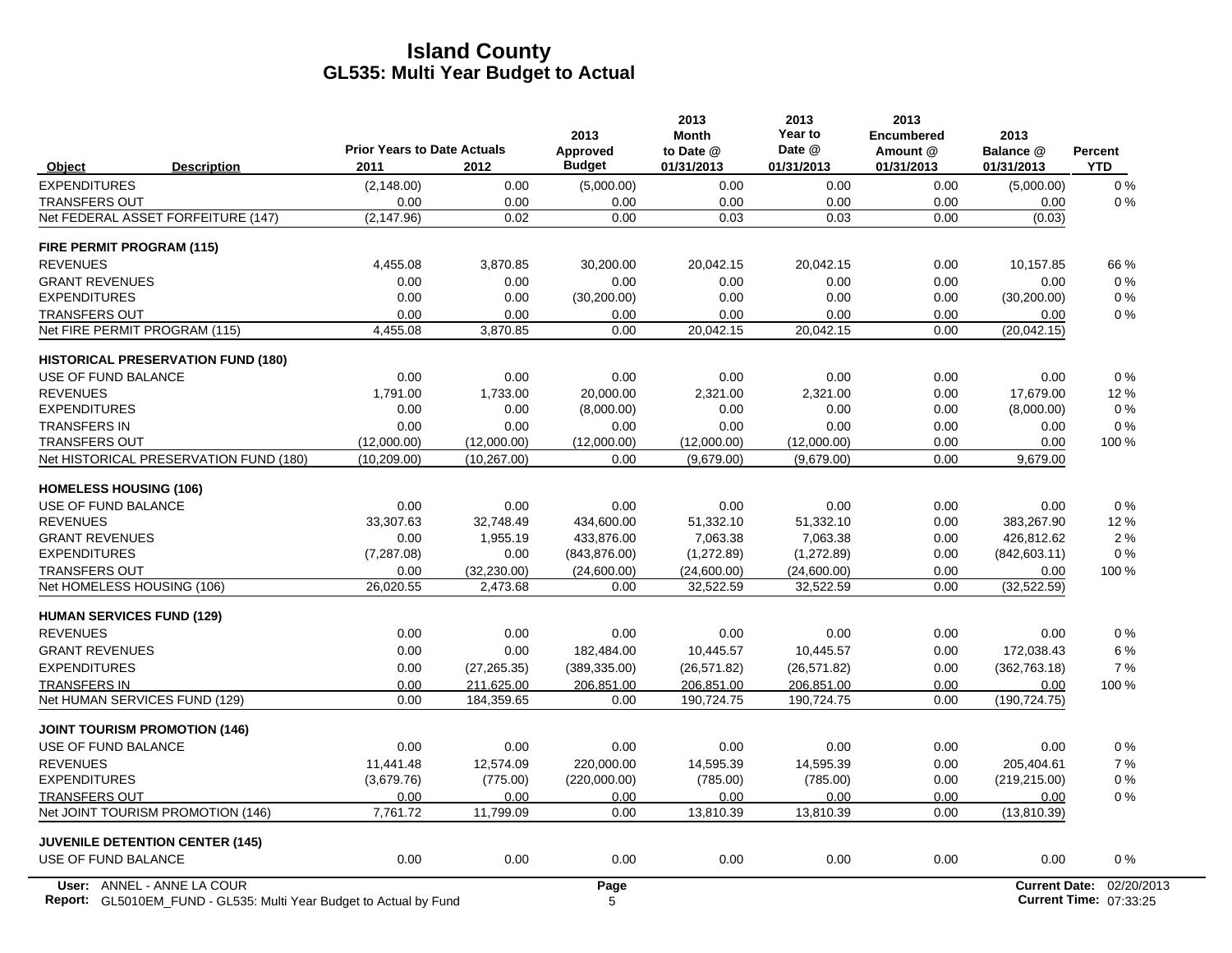# Island County
## GL535: Multi Year Budget to Actual

| Object | Description | Prior Years to Date Actuals 2011 | 2012 | 2013 Approved Budget | 2013 Month to Date @ 01/31/2013 | 2013 Year to Date @ 01/31/2013 | 2013 Encumbered Amount @ 01/31/2013 | 2013 Balance @ 01/31/2013 | Percent YTD |
|---|---|---|---|---|---|---|---|---|---|
| EXPENDITURES | | (2,148.00) | 0.00 | (5,000.00) | 0.00 | 0.00 | 0.00 | (5,000.00) | 0 % |
| TRANSFERS OUT | | 0.00 | 0.00 | 0.00 | 0.00 | 0.00 | 0.00 | 0.00 | 0 % |
| Net FEDERAL ASSET FORFEITURE (147) | | (2,147.96) | 0.02 | 0.00 | 0.03 | 0.03 | 0.00 | (0.03) | |
| **FIRE PERMIT PROGRAM (115)** | | | | | | | | | |
| REVENUES | | 4,455.08 | 3,870.85 | 30,200.00 | 20,042.15 | 20,042.15 | 0.00 | 10,157.85 | 66 % |
| GRANT REVENUES | | 0.00 | 0.00 | 0.00 | 0.00 | 0.00 | 0.00 | 0.00 | 0 % |
| EXPENDITURES | | 0.00 | 0.00 | (30,200.00) | 0.00 | 0.00 | 0.00 | (30,200.00) | 0 % |
| TRANSFERS OUT | | 0.00 | 0.00 | 0.00 | 0.00 | 0.00 | 0.00 | 0.00 | 0 % |
| Net FIRE PERMIT PROGRAM (115) | | 4,455.08 | 3,870.85 | 0.00 | 20,042.15 | 20,042.15 | 0.00 | (20,042.15) | |
| **HISTORICAL PRESERVATION FUND (180)** | | | | | | | | | |
| USE OF FUND BALANCE | | 0.00 | 0.00 | 0.00 | 0.00 | 0.00 | 0.00 | 0.00 | 0 % |
| REVENUES | | 1,791.00 | 1,733.00 | 20,000.00 | 2,321.00 | 2,321.00 | 0.00 | 17,679.00 | 12 % |
| EXPENDITURES | | 0.00 | 0.00 | (8,000.00) | 0.00 | 0.00 | 0.00 | (8,000.00) | 0 % |
| TRANSFERS IN | | 0.00 | 0.00 | 0.00 | 0.00 | 0.00 | 0.00 | 0.00 | 0 % |
| TRANSFERS OUT | | (12,000.00) | (12,000.00) | (12,000.00) | (12,000.00) | (12,000.00) | 0.00 | 0.00 | 100 % |
| Net HISTORICAL PRESERVATION FUND (180) | | (10,209.00) | (10,267.00) | 0.00 | (9,679.00) | (9,679.00) | 0.00 | 9,679.00 | |
| **HOMELESS HOUSING (106)** | | | | | | | | | |
| USE OF FUND BALANCE | | 0.00 | 0.00 | 0.00 | 0.00 | 0.00 | 0.00 | 0.00 | 0 % |
| REVENUES | | 33,307.63 | 32,748.49 | 434,600.00 | 51,332.10 | 51,332.10 | 0.00 | 383,267.90 | 12 % |
| GRANT REVENUES | | 0.00 | 1,955.19 | 433,876.00 | 7,063.38 | 7,063.38 | 0.00 | 426,812.62 | 2 % |
| EXPENDITURES | | (7,287.08) | 0.00 | (843,876.00) | (1,272.89) | (1,272.89) | 0.00 | (842,603.11) | 0 % |
| TRANSFERS OUT | | 0.00 | (32,230.00) | (24,600.00) | (24,600.00) | (24,600.00) | 0.00 | 0.00 | 100 % |
| Net HOMELESS HOUSING (106) | | 26,020.55 | 2,473.68 | 0.00 | 32,522.59 | 32,522.59 | 0.00 | (32,522.59) | |
| **HUMAN SERVICES FUND (129)** | | | | | | | | | |
| REVENUES | | 0.00 | 0.00 | 0.00 | 0.00 | 0.00 | 0.00 | 0.00 | 0 % |
| GRANT REVENUES | | 0.00 | 0.00 | 182,484.00 | 10,445.57 | 10,445.57 | 0.00 | 172,038.43 | 6 % |
| EXPENDITURES | | 0.00 | (27,265.35) | (389,335.00) | (26,571.82) | (26,571.82) | 0.00 | (362,763.18) | 7 % |
| TRANSFERS IN | | 0.00 | 211,625.00 | 206,851.00 | 206,851.00 | 206,851.00 | 0.00 | 0.00 | 100 % |
| Net HUMAN SERVICES FUND (129) | | 0.00 | 184,359.65 | 0.00 | 190,724.75 | 190,724.75 | 0.00 | (190,724.75) | |
| **JOINT TOURISM PROMOTION (146)** | | | | | | | | | |
| USE OF FUND BALANCE | | 0.00 | 0.00 | 0.00 | 0.00 | 0.00 | 0.00 | 0.00 | 0 % |
| REVENUES | | 11,441.48 | 12,574.09 | 220,000.00 | 14,595.39 | 14,595.39 | 0.00 | 205,404.61 | 7 % |
| EXPENDITURES | | (3,679.76) | (775.00) | (220,000.00) | (785.00) | (785.00) | 0.00 | (219,215.00) | 0 % |
| TRANSFERS OUT | | 0.00 | 0.00 | 0.00 | 0.00 | 0.00 | 0.00 | 0.00 | 0 % |
| Net JOINT TOURISM PROMOTION (146) | | 7,761.72 | 11,799.09 | 0.00 | 13,810.39 | 13,810.39 | 0.00 | (13,810.39) | |
| **JUVENILE DETENTION CENTER (145)** | | | | | | | | | |
| USE OF FUND BALANCE | | 0.00 | 0.00 | 0.00 | 0.00 | 0.00 | 0.00 | 0.00 | 0 % |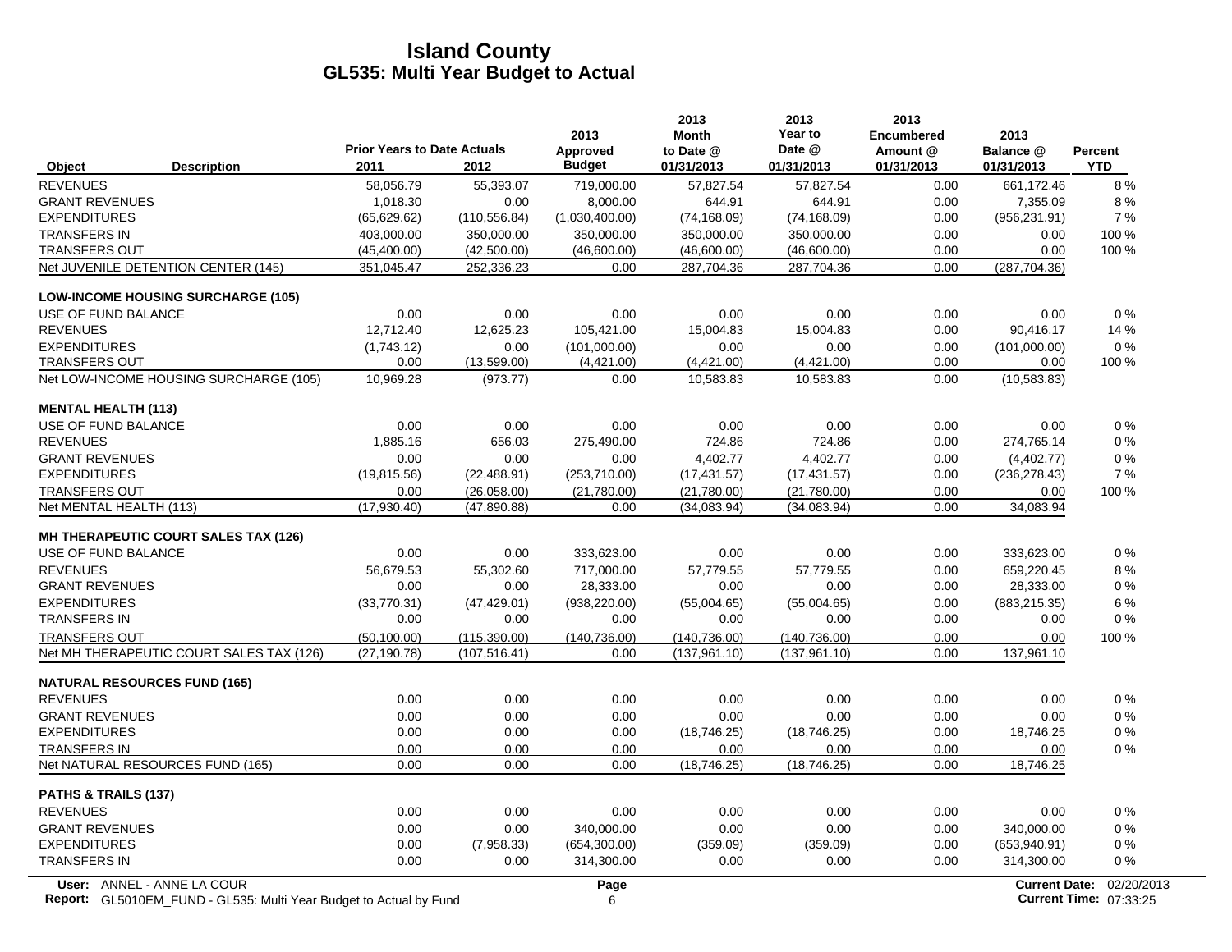# Island County

## GL535: Multi Year Budget to Actual

| Object | Description | Prior Years to Date Actuals 2011 | Prior Years to Date Actuals 2012 | 2013 Approved Budget | 2013 Month to Date @ 01/31/2013 | 2013 Year to Date @ 01/31/2013 | 2013 Encumbered Amount @ 01/31/2013 | 2013 Balance @ 01/31/2013 | Percent YTD |
|---|---|---|---|---|---|---|---|---|---|
| REVENUES | | 58,056.79 | 55,393.07 | 719,000.00 | 57,827.54 | 57,827.54 | 0.00 | 661,172.46 | 8 % |
| GRANT REVENUES | | 1,018.30 | 0.00 | 8,000.00 | 644.91 | 644.91 | 0.00 | 7,355.09 | 8 % |
| EXPENDITURES | | (65,629.62) | (110,556.84) | (1,030,400.00) | (74,168.09) | (74,168.09) | 0.00 | (956,231.91) | 7 % |
| TRANSFERS IN | | 403,000.00 | 350,000.00 | 350,000.00 | 350,000.00 | 350,000.00 | 0.00 | 0.00 | 100 % |
| TRANSFERS OUT | | (45,400.00) | (42,500.00) | (46,600.00) | (46,600.00) | (46,600.00) | 0.00 | 0.00 | 100 % |
| Net JUVENILE DETENTION CENTER (145) | | 351,045.47 | 252,336.23 | 0.00 | 287,704.36 | 287,704.36 | 0.00 | (287,704.36) | |
| **LOW-INCOME HOUSING SURCHARGE (105)** | | | | | | | | | |
| USE OF FUND BALANCE | | 0.00 | 0.00 | 0.00 | 0.00 | 0.00 | 0.00 | 0.00 | 0 % |
| REVENUES | | 12,712.40 | 12,625.23 | 105,421.00 | 15,004.83 | 15,004.83 | 0.00 | 90,416.17 | 14 % |
| EXPENDITURES | | (1,743.12) | 0.00 | (101,000.00) | 0.00 | 0.00 | 0.00 | (101,000.00) | 0 % |
| TRANSFERS OUT | | 0.00 | (13,599.00) | (4,421.00) | (4,421.00) | (4,421.00) | 0.00 | 0.00 | 100 % |
| Net LOW-INCOME HOUSING SURCHARGE (105) | | 10,969.28 | (973.77) | 0.00 | 10,583.83 | 10,583.83 | 0.00 | (10,583.83) | |
| **MENTAL HEALTH (113)** | | | | | | | | | |
| USE OF FUND BALANCE | | 0.00 | 0.00 | 0.00 | 0.00 | 0.00 | 0.00 | 0.00 | 0 % |
| REVENUES | | 1,885.16 | 656.03 | 275,490.00 | 724.86 | 724.86 | 0.00 | 274,765.14 | 0 % |
| GRANT REVENUES | | 0.00 | 0.00 | 0.00 | 4,402.77 | 4,402.77 | 0.00 | (4,402.77) | 0 % |
| EXPENDITURES | | (19,815.56) | (22,488.91) | (253,710.00) | (17,431.57) | (17,431.57) | 0.00 | (236,278.43) | 7 % |
| TRANSFERS OUT | | 0.00 | (26,058.00) | (21,780.00) | (21,780.00) | (21,780.00) | 0.00 | 0.00 | 100 % |
| Net MENTAL HEALTH (113) | | (17,930.40) | (47,890.88) | 0.00 | (34,083.94) | (34,083.94) | 0.00 | 34,083.94 | |
| **MH THERAPEUTIC COURT SALES TAX (126)** | | | | | | | | | |
| USE OF FUND BALANCE | | 0.00 | 0.00 | 333,623.00 | 0.00 | 0.00 | 0.00 | 333,623.00 | 0 % |
| REVENUES | | 56,679.53 | 55,302.60 | 717,000.00 | 57,779.55 | 57,779.55 | 0.00 | 659,220.45 | 8 % |
| GRANT REVENUES | | 0.00 | 0.00 | 28,333.00 | 0.00 | 0.00 | 0.00 | 28,333.00 | 0 % |
| EXPENDITURES | | (33,770.31) | (47,429.01) | (938,220.00) | (55,004.65) | (55,004.65) | 0.00 | (883,215.35) | 6 % |
| TRANSFERS IN | | 0.00 | 0.00 | 0.00 | 0.00 | 0.00 | 0.00 | 0.00 | 0 % |
| TRANSFERS OUT | | (50,100.00) | (115,390.00) | (140,736.00) | (140,736.00) | (140,736.00) | 0.00 | 0.00 | 100 % |
| Net MH THERAPEUTIC COURT SALES TAX (126) | | (27,190.78) | (107,516.41) | 0.00 | (137,961.10) | (137,961.10) | 0.00 | 137,961.10 | |
| **NATURAL RESOURCES FUND (165)** | | | | | | | | | |
| REVENUES | | 0.00 | 0.00 | 0.00 | 0.00 | 0.00 | 0.00 | 0.00 | 0 % |
| GRANT REVENUES | | 0.00 | 0.00 | 0.00 | 0.00 | 0.00 | 0.00 | 0.00 | 0 % |
| EXPENDITURES | | 0.00 | 0.00 | 0.00 | (18,746.25) | (18,746.25) | 0.00 | 18,746.25 | 0 % |
| TRANSFERS IN | | 0.00 | 0.00 | 0.00 | 0.00 | 0.00 | 0.00 | 0.00 | 0 % |
| Net NATURAL RESOURCES FUND (165) | | 0.00 | 0.00 | 0.00 | (18,746.25) | (18,746.25) | 0.00 | 18,746.25 | |
| **PATHS & TRAILS (137)** | | | | | | | | | |
| REVENUES | | 0.00 | 0.00 | 0.00 | 0.00 | 0.00 | 0.00 | 0.00 | 0 % |
| GRANT REVENUES | | 0.00 | 0.00 | 340,000.00 | 0.00 | 0.00 | 0.00 | 340,000.00 | 0 % |
| EXPENDITURES | | 0.00 | (7,958.33) | (654,300.00) | (359.09) | (359.09) | 0.00 | (653,940.91) | 0 % |
| TRANSFERS IN | | 0.00 | 0.00 | 314,300.00 | 0.00 | 0.00 | 0.00 | 314,300.00 | 0 % |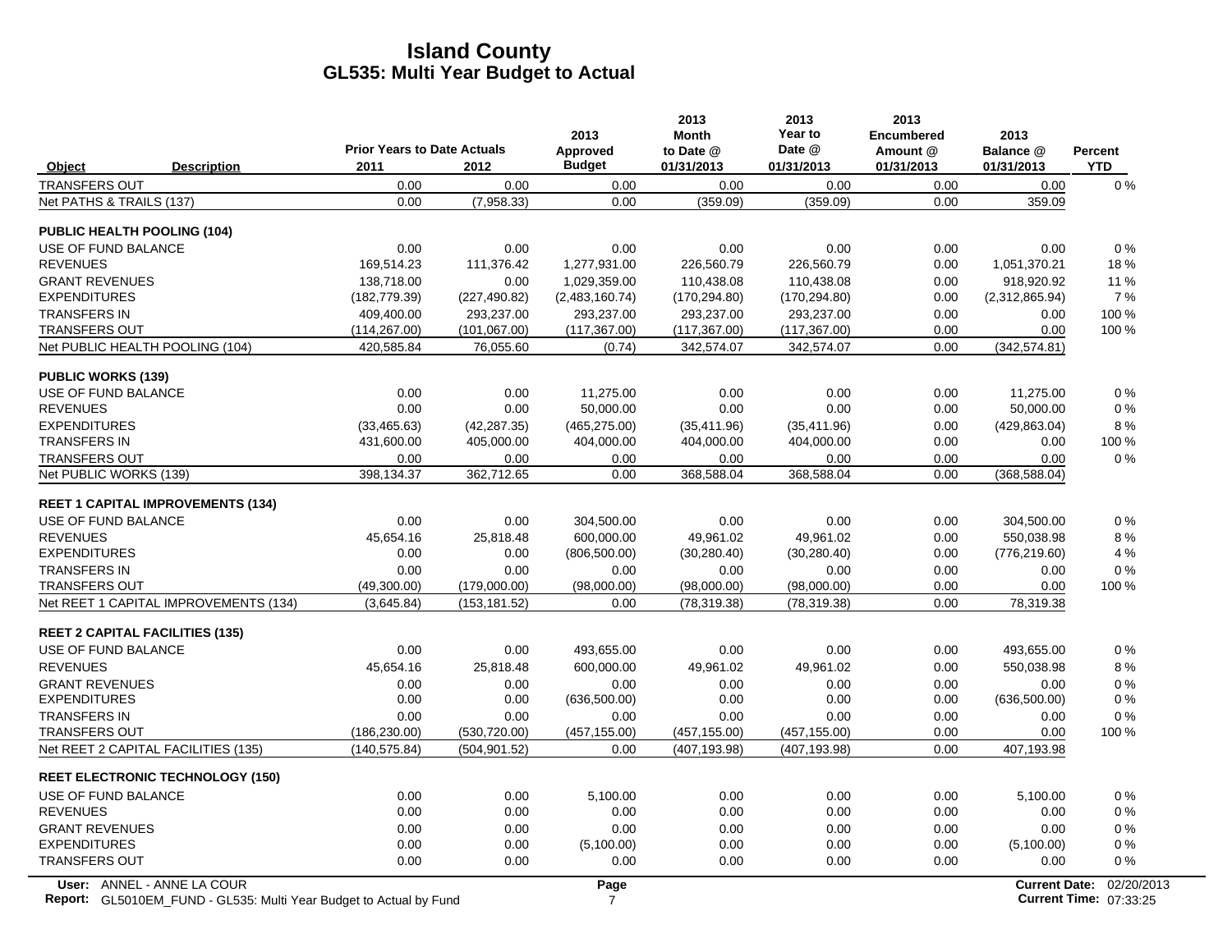# Island County
## GL535: Multi Year Budget to Actual

| Object | Description | Prior Years to Date Actuals 2011 | 2012 | 2013 Approved Budget | 2013 Month to Date @ 01/31/2013 | 2013 Year to Date @ 01/31/2013 | 2013 Encumbered Amount @ 01/31/2013 | 2013 Balance @ 01/31/2013 | Percent YTD |
|---|---|---|---|---|---|---|---|---|---|
| TRANSFERS OUT | | 0.00 | 0.00 | 0.00 | 0.00 | 0.00 | 0.00 | 0.00 | 0 % |
| Net PATHS & TRAILS (137) | | 0.00 | (7,958.33) | 0.00 | (359.09) | (359.09) | 0.00 | 359.09 | |
| **PUBLIC HEALTH POOLING (104)** | | | | | | | | | |
| USE OF FUND BALANCE | | 0.00 | 0.00 | 0.00 | 0.00 | 0.00 | 0.00 | 0.00 | 0 % |
| REVENUES | | 169,514.23 | 111,376.42 | 1,277,931.00 | 226,560.79 | 226,560.79 | 0.00 | 1,051,370.21 | 18 % |
| GRANT REVENUES | | 138,718.00 | 0.00 | 1,029,359.00 | 110,438.08 | 110,438.08 | 0.00 | 918,920.92 | 11 % |
| EXPENDITURES | | (182,779.39) | (227,490.82) | (2,483,160.74) | (170,294.80) | (170,294.80) | 0.00 | (2,312,865.94) | 7 % |
| TRANSFERS IN | | 409,400.00 | 293,237.00 | 293,237.00 | 293,237.00 | 293,237.00 | 0.00 | 0.00 | 100 % |
| TRANSFERS OUT | | (114,267.00) | (101,067.00) | (117,367.00) | (117,367.00) | (117,367.00) | 0.00 | 0.00 | 100 % |
| Net PUBLIC HEALTH POOLING (104) | | 420,585.84 | 76,055.60 | (0.74) | 342,574.07 | 342,574.07 | 0.00 | (342,574.81) | |
| **PUBLIC WORKS (139)** | | | | | | | | | |
| USE OF FUND BALANCE | | 0.00 | 0.00 | 11,275.00 | 0.00 | 0.00 | 0.00 | 11,275.00 | 0 % |
| REVENUES | | 0.00 | 0.00 | 50,000.00 | 0.00 | 0.00 | 0.00 | 50,000.00 | 0 % |
| EXPENDITURES | | (33,465.63) | (42,287.35) | (465,275.00) | (35,411.96) | (35,411.96) | 0.00 | (429,863.04) | 8 % |
| TRANSFERS IN | | 431,600.00 | 405,000.00 | 404,000.00 | 404,000.00 | 404,000.00 | 0.00 | 0.00 | 100 % |
| TRANSFERS OUT | | 0.00 | 0.00 | 0.00 | 0.00 | 0.00 | 0.00 | 0.00 | 0 % |
| Net PUBLIC WORKS (139) | | 398,134.37 | 362,712.65 | 0.00 | 368,588.04 | 368,588.04 | 0.00 | (368,588.04) | |
| **REET 1 CAPITAL IMPROVEMENTS (134)** | | | | | | | | | |
| USE OF FUND BALANCE | | 0.00 | 0.00 | 304,500.00 | 0.00 | 0.00 | 0.00 | 304,500.00 | 0 % |
| REVENUES | | 45,654.16 | 25,818.48 | 600,000.00 | 49,961.02 | 49,961.02 | 0.00 | 550,038.98 | 8 % |
| EXPENDITURES | | 0.00 | 0.00 | (806,500.00) | (30,280.40) | (30,280.40) | 0.00 | (776,219.60) | 4 % |
| TRANSFERS IN | | 0.00 | 0.00 | 0.00 | 0.00 | 0.00 | 0.00 | 0.00 | 0 % |
| TRANSFERS OUT | | (49,300.00) | (179,000.00) | (98,000.00) | (98,000.00) | (98,000.00) | 0.00 | 0.00 | 100 % |
| Net REET 1 CAPITAL IMPROVEMENTS (134) | | (3,645.84) | (153,181.52) | 0.00 | (78,319.38) | (78,319.38) | 0.00 | 78,319.38 | |
| **REET 2 CAPITAL FACILITIES (135)** | | | | | | | | | |
| USE OF FUND BALANCE | | 0.00 | 0.00 | 493,655.00 | 0.00 | 0.00 | 0.00 | 493,655.00 | 0 % |
| REVENUES | | 45,654.16 | 25,818.48 | 600,000.00 | 49,961.02 | 49,961.02 | 0.00 | 550,038.98 | 8 % |
| GRANT REVENUES | | 0.00 | 0.00 | 0.00 | 0.00 | 0.00 | 0.00 | 0.00 | 0 % |
| EXPENDITURES | | 0.00 | 0.00 | (636,500.00) | 0.00 | 0.00 | 0.00 | (636,500.00) | 0 % |
| TRANSFERS IN | | 0.00 | 0.00 | 0.00 | 0.00 | 0.00 | 0.00 | 0.00 | 0 % |
| TRANSFERS OUT | | (186,230.00) | (530,720.00) | (457,155.00) | (457,155.00) | (457,155.00) | 0.00 | 0.00 | 100 % |
| Net REET 2 CAPITAL FACILITIES (135) | | (140,575.84) | (504,901.52) | 0.00 | (407,193.98) | (407,193.98) | 0.00 | 407,193.98 | |
| **REET ELECTRONIC TECHNOLOGY (150)** | | | | | | | | | |
| USE OF FUND BALANCE | | 0.00 | 0.00 | 5,100.00 | 0.00 | 0.00 | 0.00 | 5,100.00 | 0 % |
| REVENUES | | 0.00 | 0.00 | 0.00 | 0.00 | 0.00 | 0.00 | 0.00 | 0 % |
| GRANT REVENUES | | 0.00 | 0.00 | 0.00 | 0.00 | 0.00 | 0.00 | 0.00 | 0 % |
| EXPENDITURES | | 0.00 | 0.00 | (5,100.00) | 0.00 | 0.00 | 0.00 | (5,100.00) | 0 % |
| TRANSFERS OUT | | 0.00 | 0.00 | 0.00 | 0.00 | 0.00 | 0.00 | 0.00 | 0 % |

User: ANNEL - ANNE LA COUR
Report: GL5010EM_FUND - GL535: Multi Year Budget to Actual by Fund
Current Date: 02/20/2013
Current Time: 07:33:25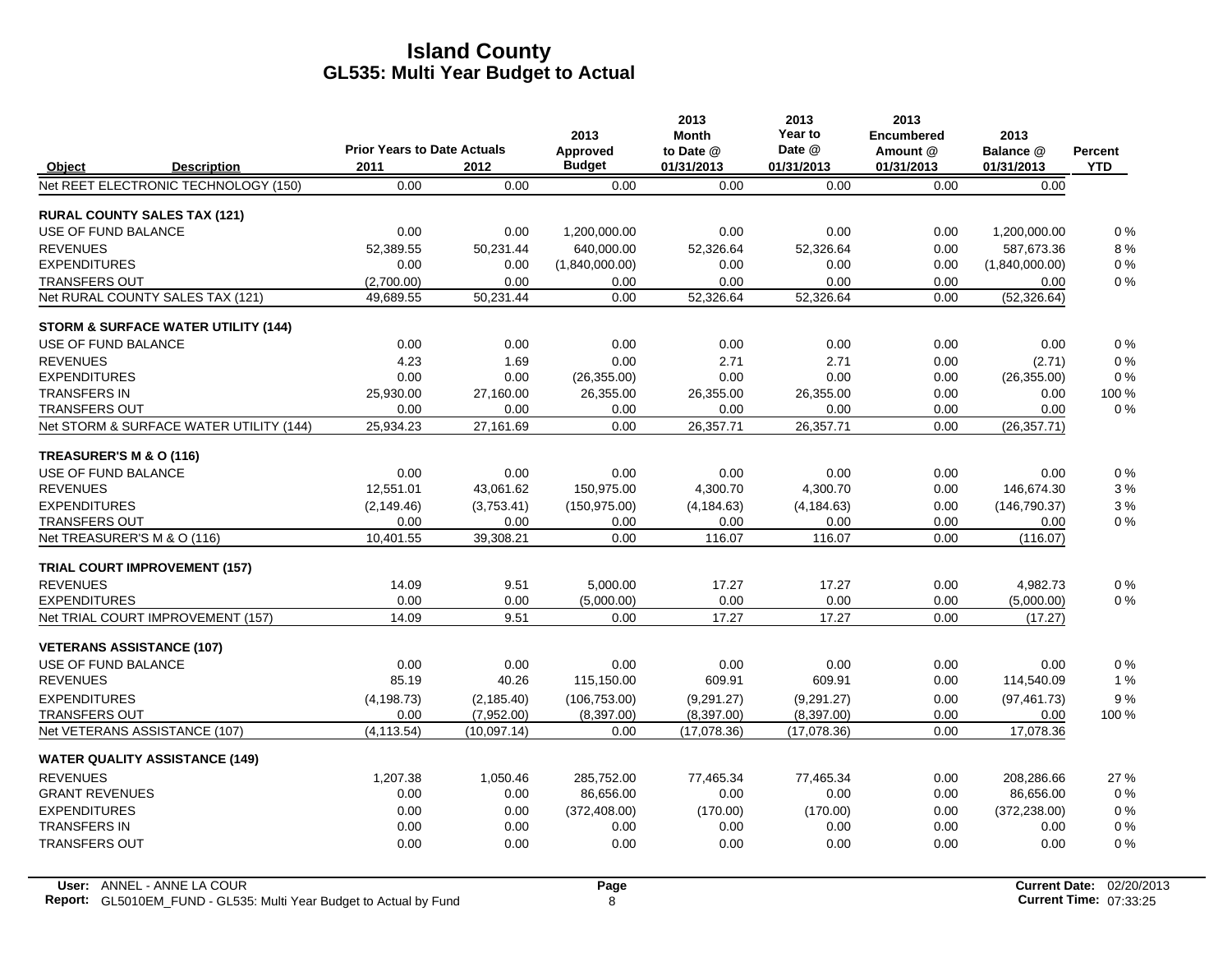# Island County
## GL535: Multi Year Budget to Actual

| Object | Description | Prior Years to Date Actuals 2011 | 2012 | 2013 Approved Budget | 2013 Month to Date @ 01/31/2013 | 2013 Year to Date @ 01/31/2013 | 2013 Encumbered Amount @ 01/31/2013 | 2013 Balance @ 01/31/2013 | Percent YTD |
|---|---|---|---|---|---|---|---|---|---|
| Net REET ELECTRONIC TECHNOLOGY (150) | | 0.00 | 0.00 | 0.00 | 0.00 | 0.00 | 0.00 | 0.00 | |
| **RURAL COUNTY SALES TAX (121)** | | | | | | | | | |
| USE OF FUND BALANCE | | 0.00 | 0.00 | 1,200,000.00 | 0.00 | 0.00 | 0.00 | 1,200,000.00 | 0 % |
| REVENUES | | 52,389.55 | 50,231.44 | 640,000.00 | 52,326.64 | 52,326.64 | 0.00 | 587,673.36 | 8 % |
| EXPENDITURES | | 0.00 | 0.00 | (1,840,000.00) | 0.00 | 0.00 | 0.00 | (1,840,000.00) | 0 % |
| TRANSFERS OUT | | (2,700.00) | 0.00 | 0.00 | 0.00 | 0.00 | 0.00 | 0.00 | 0 % |
| Net RURAL COUNTY SALES TAX (121) | | 49,689.55 | 50,231.44 | 0.00 | 52,326.64 | 52,326.64 | 0.00 | (52,326.64) | |
| **STORM & SURFACE WATER UTILITY (144)** | | | | | | | | | |
| USE OF FUND BALANCE | | 0.00 | 0.00 | 0.00 | 0.00 | 0.00 | 0.00 | 0.00 | 0 % |
| REVENUES | | 4.23 | 1.69 | 0.00 | 2.71 | 2.71 | 0.00 | (2.71) | 0 % |
| EXPENDITURES | | 0.00 | 0.00 | (26,355.00) | 0.00 | 0.00 | 0.00 | (26,355.00) | 0 % |
| TRANSFERS IN | | 25,930.00 | 27,160.00 | 26,355.00 | 26,355.00 | 26,355.00 | 0.00 | 0.00 | 100 % |
| TRANSFERS OUT | | 0.00 | 0.00 | 0.00 | 0.00 | 0.00 | 0.00 | 0.00 | 0 % |
| Net STORM & SURFACE WATER UTILITY (144) | | 25,934.23 | 27,161.69 | 0.00 | 26,357.71 | 26,357.71 | 0.00 | (26,357.71) | |
| **TREASURER'S M & O (116)** | | | | | | | | | |
| USE OF FUND BALANCE | | 0.00 | 0.00 | 0.00 | 0.00 | 0.00 | 0.00 | 0.00 | 0 % |
| REVENUES | | 12,551.01 | 43,061.62 | 150,975.00 | 4,300.70 | 4,300.70 | 0.00 | 146,674.30 | 3 % |
| EXPENDITURES | | (2,149.46) | (3,753.41) | (150,975.00) | (4,184.63) | (4,184.63) | 0.00 | (146,790.37) | 3 % |
| TRANSFERS OUT | | 0.00 | 0.00 | 0.00 | 0.00 | 0.00 | 0.00 | 0.00 | 0 % |
| Net TREASURER'S M & O (116) | | 10,401.55 | 39,308.21 | 0.00 | 116.07 | 116.07 | 0.00 | (116.07) | |
| **TRIAL COURT IMPROVEMENT (157)** | | | | | | | | | |
| REVENUES | | 14.09 | 9.51 | 5,000.00 | 17.27 | 17.27 | 0.00 | 4,982.73 | 0 % |
| EXPENDITURES | | 0.00 | 0.00 | (5,000.00) | 0.00 | 0.00 | 0.00 | (5,000.00) | 0 % |
| Net TRIAL COURT IMPROVEMENT (157) | | 14.09 | 9.51 | 0.00 | 17.27 | 17.27 | 0.00 | (17.27) | |
| **VETERANS ASSISTANCE (107)** | | | | | | | | | |
| USE OF FUND BALANCE | | 0.00 | 0.00 | 0.00 | 0.00 | 0.00 | 0.00 | 0.00 | 0 % |
| REVENUES | | 85.19 | 40.26 | 115,150.00 | 609.91 | 609.91 | 0.00 | 114,540.09 | 1 % |
| EXPENDITURES | | (4,198.73) | (2,185.40) | (106,753.00) | (9,291.27) | (9,291.27) | 0.00 | (97,461.73) | 9 % |
| TRANSFERS OUT | | 0.00 | (7,952.00) | (8,397.00) | (8,397.00) | (8,397.00) | 0.00 | 0.00 | 100 % |
| Net VETERANS ASSISTANCE (107) | | (4,113.54) | (10,097.14) | 0.00 | (17,078.36) | (17,078.36) | 0.00 | 17,078.36 | |
| **WATER QUALITY ASSISTANCE (149)** | | | | | | | | | |
| REVENUES | | 1,207.38 | 1,050.46 | 285,752.00 | 77,465.34 | 77,465.34 | 0.00 | 208,286.66 | 27 % |
| GRANT REVENUES | | 0.00 | 0.00 | 86,656.00 | 0.00 | 0.00 | 0.00 | 86,656.00 | 0 % |
| EXPENDITURES | | 0.00 | 0.00 | (372,408.00) | (170.00) | (170.00) | 0.00 | (372,238.00) | 0 % |
| TRANSFERS IN | | 0.00 | 0.00 | 0.00 | 0.00 | 0.00 | 0.00 | 0.00 | 0 % |
| TRANSFERS OUT | | 0.00 | 0.00 | 0.00 | 0.00 | 0.00 | 0.00 | 0.00 | 0 % |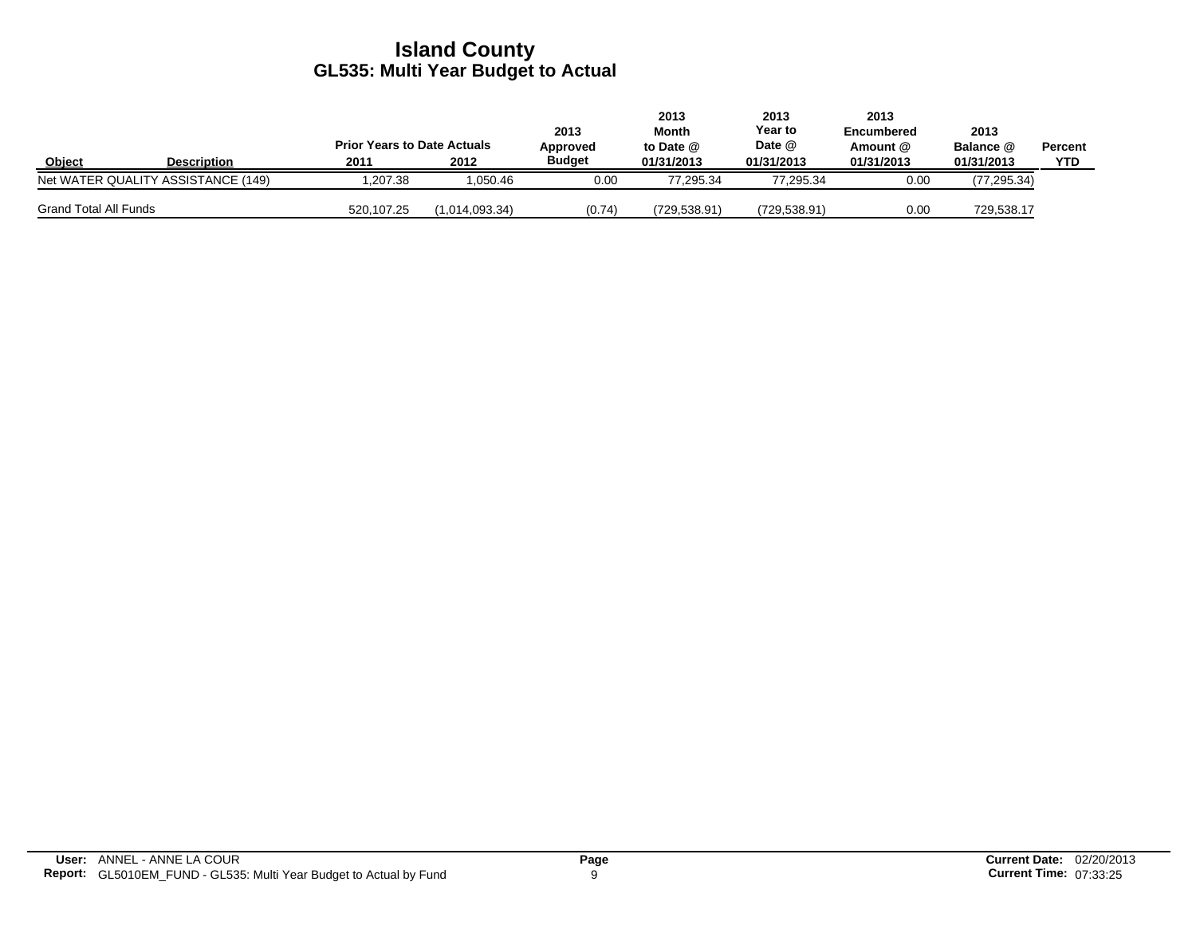# Island County

## GL535: Multi Year Budget to Actual

| Object | Description | Prior Years to Date Actuals 2011 | 2012 | 2013 Approved Budget | 2013 Month to Date @ 01/31/2013 | 2013 Year to Date @ 01/31/2013 | 2013 Encumbered Amount @ 01/31/2013 | 2013 Balance @ 01/31/2013 | Percent YTD |
|---|---|---|---|---|---|---|---|---|---|
| Net WATER QUALITY ASSISTANCE (149) | | 1,207.38 | 1,050.46 | 0.00 | 77,295.34 | 77,295.34 | 0.00 | (77,295.34) | |
| Grand Total All Funds | | 520,107.25 | (1,014,093.34) | (0.74) | (729,538.91) | (729,538.91) | 0.00 | 729,538.17 | |

**User:** ANNEL - ANNE LA COUR
**Report:** GL5010EM_FUND - GL535: Multi Year Budget to Actual by Fund

**Current Date:** 02/20/2013
**Current Time:** 07:33:25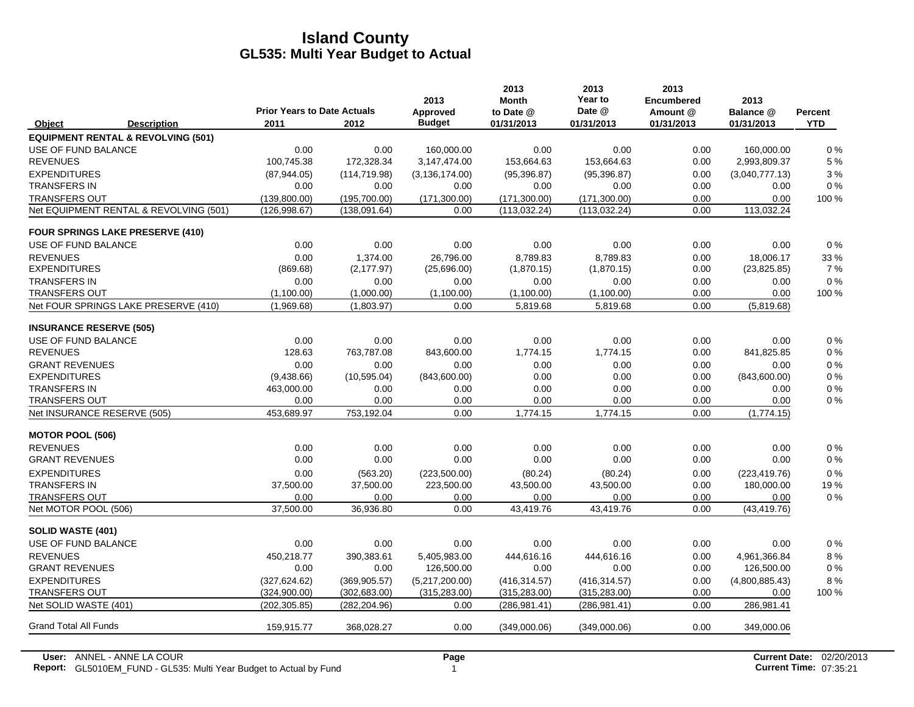# Island County
## GL535: Multi Year Budget to Actual

| Object | Description | Prior Years to Date Actuals 2011 | 2012 | 2013 Approved Budget | 2013 Month to Date @ 01/31/2013 | 2013 Year to Date @ 01/31/2013 | 2013 Encumbered Amount @ 01/31/2013 | 2013 Balance @ 01/31/2013 | Percent YTD |
|---|---|---|---|---|---|---|---|---|---|
| **EQUIPMENT RENTAL & REVOLVING (501)** | | | | | | | | | |
| USE OF FUND BALANCE | | 0.00 | 0.00 | 160,000.00 | 0.00 | 0.00 | 0.00 | 160,000.00 | 0 % |
| REVENUES | | 100,745.38 | 172,328.34 | 3,147,474.00 | 153,664.63 | 153,664.63 | 0.00 | 2,993,809.37 | 5 % |
| EXPENDITURES | | (87,944.05) | (114,719.98) | (3,136,174.00) | (95,396.87) | (95,396.87) | 0.00 | (3,040,777.13) | 3 % |
| TRANSFERS IN | | 0.00 | 0.00 | 0.00 | 0.00 | 0.00 | 0.00 | 0.00 | 0 % |
| TRANSFERS OUT | | (139,800.00) | (195,700.00) | (171,300.00) | (171,300.00) | (171,300.00) | 0.00 | 0.00 | 100 % |
| Net EQUIPMENT RENTAL & REVOLVING (501) | | (126,998.67) | (138,091.64) | 0.00 | (113,032.24) | (113,032.24) | 0.00 | 113,032.24 | |
| **FOUR SPRINGS LAKE PRESERVE (410)** | | | | | | | | | |
| USE OF FUND BALANCE | | 0.00 | 0.00 | 0.00 | 0.00 | 0.00 | 0.00 | 0.00 | 0 % |
| REVENUES | | 0.00 | 1,374.00 | 26,796.00 | 8,789.83 | 8,789.83 | 0.00 | 18,006.17 | 33 % |
| EXPENDITURES | | (869.68) | (2,177.97) | (25,696.00) | (1,870.15) | (1,870.15) | 0.00 | (23,825.85) | 7 % |
| TRANSFERS IN | | 0.00 | 0.00 | 0.00 | 0.00 | 0.00 | 0.00 | 0.00 | 0 % |
| TRANSFERS OUT | | (1,100.00) | (1,000.00) | (1,100.00) | (1,100.00) | (1,100.00) | 0.00 | 0.00 | 100 % |
| Net FOUR SPRINGS LAKE PRESERVE (410) | | (1,969.68) | (1,803.97) | 0.00 | 5,819.68 | 5,819.68 | 0.00 | (5,819.68) | |
| **INSURANCE RESERVE (505)** | | | | | | | | | |
| USE OF FUND BALANCE | | 0.00 | 0.00 | 0.00 | 0.00 | 0.00 | 0.00 | 0.00 | 0 % |
| REVENUES | | 128.63 | 763,787.08 | 843,600.00 | 1,774.15 | 1,774.15 | 0.00 | 841,825.85 | 0 % |
| GRANT REVENUES | | 0.00 | 0.00 | 0.00 | 0.00 | 0.00 | 0.00 | 0.00 | 0 % |
| EXPENDITURES | | (9,438.66) | (10,595.04) | (843,600.00) | 0.00 | 0.00 | 0.00 | (843,600.00) | 0 % |
| TRANSFERS IN | | 463,000.00 | 0.00 | 0.00 | 0.00 | 0.00 | 0.00 | 0.00 | 0 % |
| TRANSFERS OUT | | 0.00 | 0.00 | 0.00 | 0.00 | 0.00 | 0.00 | 0.00 | 0 % |
| Net INSURANCE RESERVE (505) | | 453,689.97 | 753,192.04 | 0.00 | 1,774.15 | 1,774.15 | 0.00 | (1,774.15) | |
| **MOTOR POOL (506)** | | | | | | | | | |
| REVENUES | | 0.00 | 0.00 | 0.00 | 0.00 | 0.00 | 0.00 | 0.00 | 0 % |
| GRANT REVENUES | | 0.00 | 0.00 | 0.00 | 0.00 | 0.00 | 0.00 | 0.00 | 0 % |
| EXPENDITURES | | 0.00 | (563.20) | (223,500.00) | (80.24) | (80.24) | 0.00 | (223,419.76) | 0 % |
| TRANSFERS IN | | 37,500.00 | 37,500.00 | 223,500.00 | 43,500.00 | 43,500.00 | 0.00 | 180,000.00 | 19 % |
| TRANSFERS OUT | | 0.00 | 0.00 | 0.00 | 0.00 | 0.00 | 0.00 | 0.00 | 0 % |
| Net MOTOR POOL (506) | | 37,500.00 | 36,936.80 | 0.00 | 43,419.76 | 43,419.76 | 0.00 | (43,419.76) | |
| **SOLID WASTE (401)** | | | | | | | | | |
| USE OF FUND BALANCE | | 0.00 | 0.00 | 0.00 | 0.00 | 0.00 | 0.00 | 0.00 | 0 % |
| REVENUES | | 450,218.77 | 390,383.61 | 5,405,983.00 | 444,616.16 | 444,616.16 | 0.00 | 4,961,366.84 | 8 % |
| GRANT REVENUES | | 0.00 | 0.00 | 126,500.00 | 0.00 | 0.00 | 0.00 | 126,500.00 | 0 % |
| EXPENDITURES | | (327,624.62) | (369,905.57) | (5,217,200.00) | (416,314.57) | (416,314.57) | 0.00 | (4,800,885.43) | 8 % |
| TRANSFERS OUT | | (324,900.00) | (302,683.00) | (315,283.00) | (315,283.00) | (315,283.00) | 0.00 | 0.00 | 100 % |
| Net SOLID WASTE (401) | | (202,305.85) | (282,204.96) | 0.00 | (286,981.41) | (286,981.41) | 0.00 | 286,981.41 | |
| Grand Total All Funds | | 159,915.77 | 368,028.27 | 0.00 | (349,000.06) | (349,000.06) | 0.00 | 349,000.06 | |

**User:** ANNEL - ANNE LA COUR
**Report:** GL5010EM_FUND - GL535: Multi Year Budget to Actual by Fund

**Page** 1

**Current Date:** 02/20/2013
**Current Time:** 07:35:21